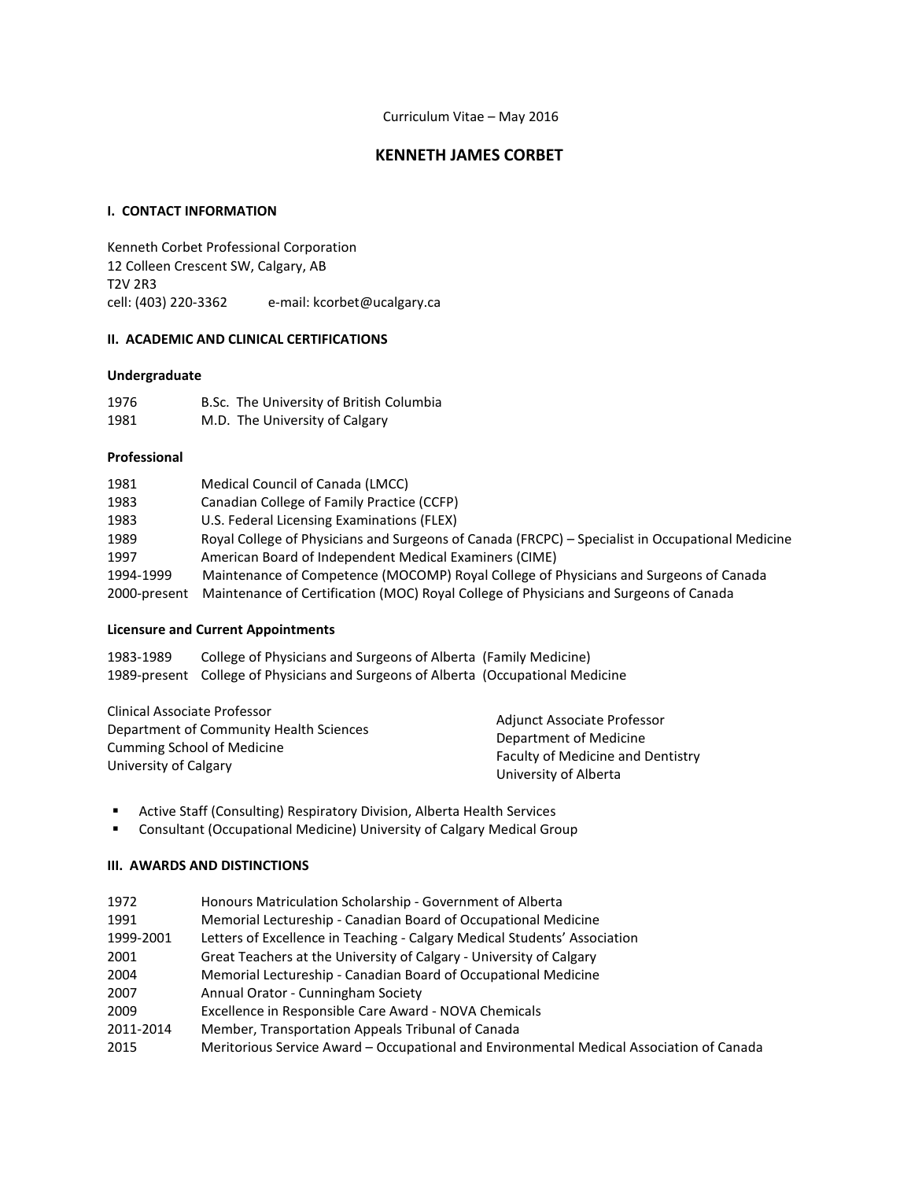Curriculum Vitae – May 2016

# KENNETH JAMES CORBET

## I. CONTACT INFORMATION

Kenneth Corbet Professional Corporation
12 Colleen Crescent SW, Calgary, AB
T2V 2R3
cell: (403) 220-3362    e-mail: kcorbet@ucalgary.ca

## II. ACADEMIC AND CLINICAL CERTIFICATIONS

### Undergraduate

| | |
|---|---|
| 1976 | B.Sc. The University of British Columbia |
| 1981 | M.D. The University of Calgary |

### Professional

| | |
|---|---|
| 1981 | Medical Council of Canada (LMCC) |
| 1983 | Canadian College of Family Practice (CCFP) |
| 1983 | U.S. Federal Licensing Examinations (FLEX) |
| 1989 | Royal College of Physicians and Surgeons of Canada (FRCPC) – Specialist in Occupational Medicine |
| 1997 | American Board of Independent Medical Examiners (CIME) |
| 1994-1999 | Maintenance of Competence (MOCOMP) Royal College of Physicians and Surgeons of Canada |
| 2000-present | Maintenance of Certification (MOC) Royal College of Physicians and Surgeons of Canada |

### Licensure and Current Appointments

| | |
|---|---|
| 1983-1989 | College of Physicians and Surgeons of Alberta (Family Medicine) |
| 1989-present | College of Physicians and Surgeons of Alberta (Occupational Medicine |

Clinical Associate Professor
Department of Community Health Sciences
Cumming School of Medicine
University of Calgary

Adjunct Associate Professor
Department of Medicine
Faculty of Medicine and Dentistry
University of Alberta

- Active Staff (Consulting) Respiratory Division, Alberta Health Services
- Consultant (Occupational Medicine) University of Calgary Medical Group

## III. AWARDS AND DISTINCTIONS

| | |
|---|---|
| 1972 | Honours Matriculation Scholarship - Government of Alberta |
| 1991 | Memorial Lectureship - Canadian Board of Occupational Medicine |
| 1999-2001 | Letters of Excellence in Teaching - Calgary Medical Students' Association |
| 2001 | Great Teachers at the University of Calgary - University of Calgary |
| 2004 | Memorial Lectureship - Canadian Board of Occupational Medicine |
| 2007 | Annual Orator - Cunningham Society |
| 2009 | Excellence in Responsible Care Award - NOVA Chemicals |
| 2011-2014 | Member, Transportation Appeals Tribunal of Canada |
| 2015 | Meritorious Service Award – Occupational and Environmental Medical Association of Canada |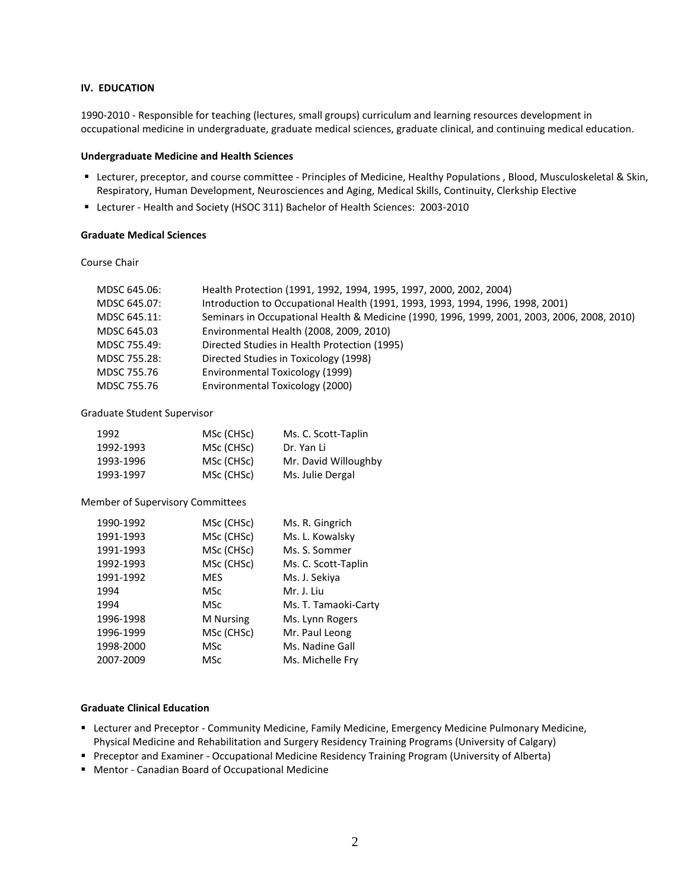### IV. EDUCATION

1990-2010 - Responsible for teaching (lectures, small groups) curriculum and learning resources development in occupational medicine in undergraduate, graduate medical sciences, graduate clinical, and continuing medical education.

**Undergraduate Medicine and Health Sciences**

- Lecturer, preceptor, and course committee - Principles of Medicine, Healthy Populations , Blood, Musculoskeletal & Skin, Respiratory, Human Development, Neurosciences and Aging, Medical Skills, Continuity, Clerkship Elective
- Lecturer - Health and Society (HSOC 311) Bachelor of Health Sciences: 2003-2010

**Graduate Medical Sciences**

Course Chair

| | |
|---|---|
| MDSC 645.06: | Health Protection (1991, 1992, 1994, 1995, 1997, 2000, 2002, 2004) |
| MDSC 645.07: | Introduction to Occupational Health (1991, 1993, 1993, 1994, 1996, 1998, 2001) |
| MDSC 645.11: | Seminars in Occupational Health & Medicine (1990, 1996, 1999, 2001, 2003, 2006, 2008, 2010) |
| MDSC 645.03 | Environmental Health (2008, 2009, 2010) |
| MDSC 755.49: | Directed Studies in Health Protection (1995) |
| MDSC 755.28: | Directed Studies in Toxicology (1998) |
| MDSC 755.76 | Environmental Toxicology (1999) |
| MDSC 755.76 | Environmental Toxicology (2000) |

Graduate Student Supervisor

| | | |
|---|---|---|
| 1992 | MSc (CHSc) | Ms. C. Scott-Taplin |
| 1992-1993 | MSc (CHSc) | Dr. Yan Li |
| 1993-1996 | MSc (CHSc) | Mr. David Willoughby |
| 1993-1997 | MSc (CHSc) | Ms. Julie Dergal |

Member of Supervisory Committees

| | | |
|---|---|---|
| 1990-1992 | MSc (CHSc) | Ms. R. Gingrich |
| 1991-1993 | MSc (CHSc) | Ms. L. Kowalsky |
| 1991-1993 | MSc (CHSc) | Ms. S. Sommer |
| 1992-1993 | MSc (CHSc) | Ms. C. Scott-Taplin |
| 1991-1992 | MES | Ms. J. Sekiya |
| 1994 | MSc | Mr. J. Liu |
| 1994 | MSc | Ms. T. Tamaoki-Carty |
| 1996-1998 | M Nursing | Ms. Lynn Rogers |
| 1996-1999 | MSc (CHSc) | Mr. Paul Leong |
| 1998-2000 | MSc | Ms. Nadine Gall |
| 2007-2009 | MSc | Ms. Michelle Fry |

**Graduate Clinical Education**

- Lecturer and Preceptor - Community Medicine, Family Medicine, Emergency Medicine Pulmonary Medicine, Physical Medicine and Rehabilitation and Surgery Residency Training Programs (University of Calgary)
- Preceptor and Examiner - Occupational Medicine Residency Training Program (University of Alberta)
- Mentor - Canadian Board of Occupational Medicine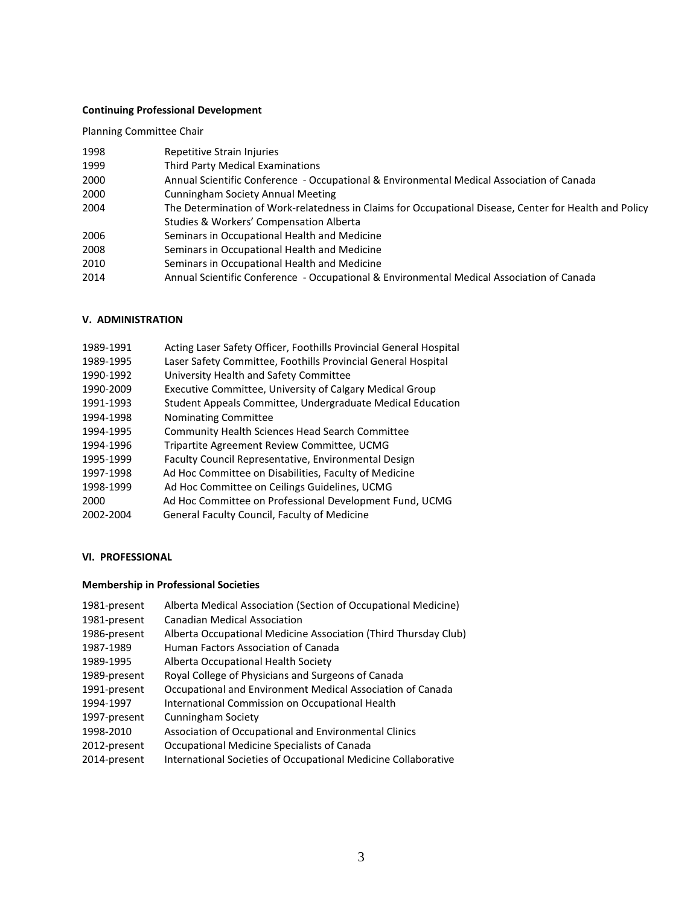**Continuing Professional Development**

Planning Committee Chair

| | |
|---|---|
| 1998 | Repetitive Strain Injuries |
| 1999 | Third Party Medical Examinations |
| 2000 | Annual Scientific Conference - Occupational & Environmental Medical Association of Canada |
| 2000 | Cunningham Society Annual Meeting |
| 2004 | The Determination of Work-relatedness in Claims for Occupational Disease, Center for Health and Policy Studies & Workers' Compensation Alberta |
| 2006 | Seminars in Occupational Health and Medicine |
| 2008 | Seminars in Occupational Health and Medicine |
| 2010 | Seminars in Occupational Health and Medicine |
| 2014 | Annual Scientific Conference - Occupational & Environmental Medical Association of Canada |

## V. ADMINISTRATION

| | |
|---|---|
| 1989-1991 | Acting Laser Safety Officer, Foothills Provincial General Hospital |
| 1989-1995 | Laser Safety Committee, Foothills Provincial General Hospital |
| 1990-1992 | University Health and Safety Committee |
| 1990-2009 | Executive Committee, University of Calgary Medical Group |
| 1991-1993 | Student Appeals Committee, Undergraduate Medical Education |
| 1994-1998 | Nominating Committee |
| 1994-1995 | Community Health Sciences Head Search Committee |
| 1994-1996 | Tripartite Agreement Review Committee, UCMG |
| 1995-1999 | Faculty Council Representative, Environmental Design |
| 1997-1998 | Ad Hoc Committee on Disabilities, Faculty of Medicine |
| 1998-1999 | Ad Hoc Committee on Ceilings Guidelines, UCMG |
| 2000 | Ad Hoc Committee on Professional Development Fund, UCMG |
| 2002-2004 | General Faculty Council, Faculty of Medicine |

## VI. PROFESSIONAL

**Membership in Professional Societies**

| | |
|---|---|
| 1981-present | Alberta Medical Association (Section of Occupational Medicine) |
| 1981-present | Canadian Medical Association |
| 1986-present | Alberta Occupational Medicine Association (Third Thursday Club) |
| 1987-1989 | Human Factors Association of Canada |
| 1989-1995 | Alberta Occupational Health Society |
| 1989-present | Royal College of Physicians and Surgeons of Canada |
| 1991-present | Occupational and Environment Medical Association of Canada |
| 1994-1997 | International Commission on Occupational Health |
| 1997-present | Cunningham Society |
| 1998-2010 | Association of Occupational and Environmental Clinics |
| 2012-present | Occupational Medicine Specialists of Canada |
| 2014-present | International Societies of Occupational Medicine Collaborative |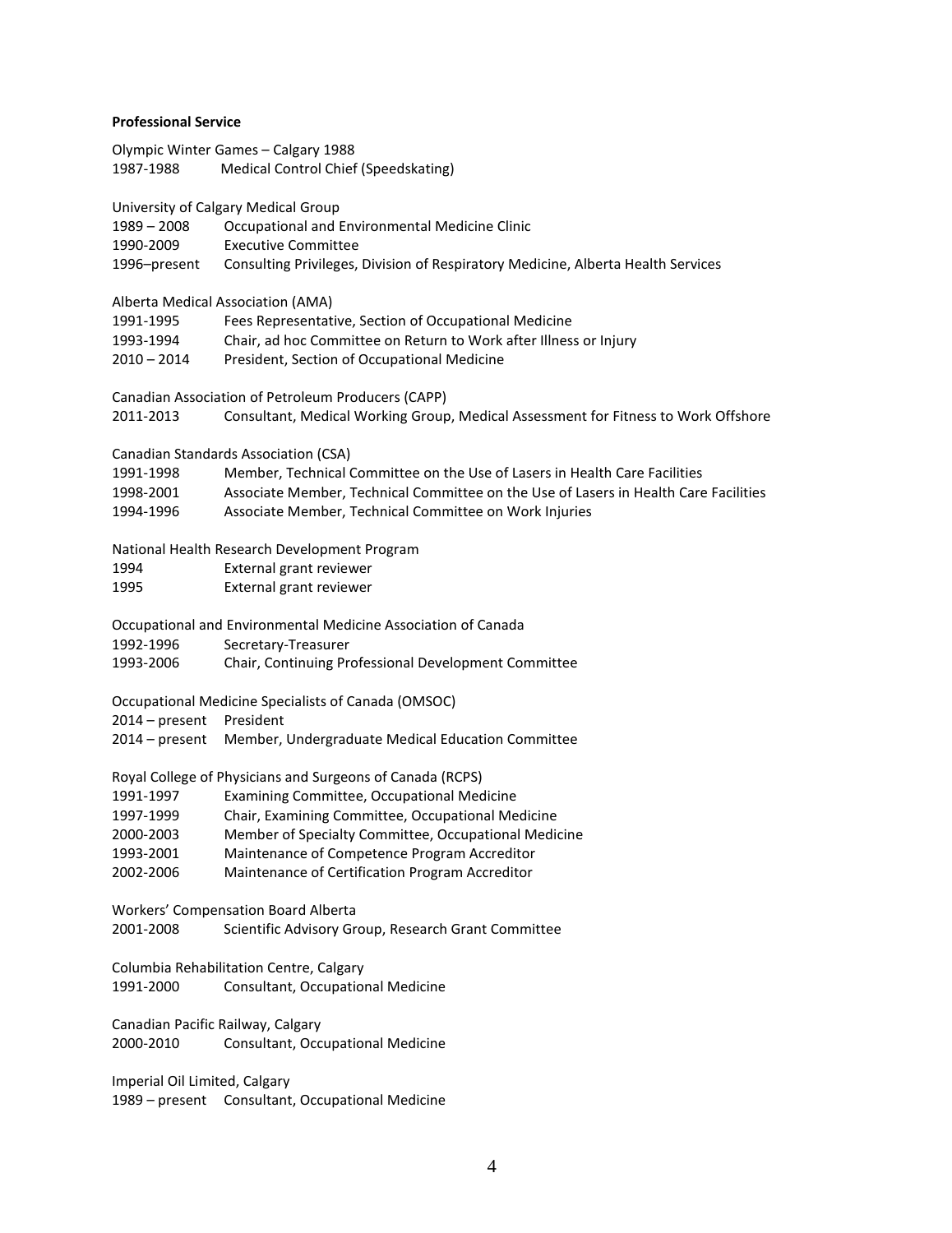**Professional Service**

Olympic Winter Games – Calgary 1988
1987-1988 Medical Control Chief (Speedskating)

University of Calgary Medical Group
1989 – 2008 Occupational and Environmental Medicine Clinic
1990-2009 Executive Committee
1996–present Consulting Privileges, Division of Respiratory Medicine, Alberta Health Services

Alberta Medical Association (AMA)
1991-1995 Fees Representative, Section of Occupational Medicine
1993-1994 Chair, ad hoc Committee on Return to Work after Illness or Injury
2010 – 2014 President, Section of Occupational Medicine

Canadian Association of Petroleum Producers (CAPP)
2011-2013 Consultant, Medical Working Group, Medical Assessment for Fitness to Work Offshore

Canadian Standards Association (CSA)
1991-1998 Member, Technical Committee on the Use of Lasers in Health Care Facilities
1998-2001 Associate Member, Technical Committee on the Use of Lasers in Health Care Facilities
1994-1996 Associate Member, Technical Committee on Work Injuries

National Health Research Development Program
1994 External grant reviewer
1995 External grant reviewer

Occupational and Environmental Medicine Association of Canada
1992-1996 Secretary-Treasurer
1993-2006 Chair, Continuing Professional Development Committee

Occupational Medicine Specialists of Canada (OMSOC)
2014 – present President
2014 – present Member, Undergraduate Medical Education Committee

Royal College of Physicians and Surgeons of Canada (RCPS)
1991-1997 Examining Committee, Occupational Medicine
1997-1999 Chair, Examining Committee, Occupational Medicine
2000-2003 Member of Specialty Committee, Occupational Medicine
1993-2001 Maintenance of Competence Program Accreditor
2002-2006 Maintenance of Certification Program Accreditor

Workers' Compensation Board Alberta
2001-2008 Scientific Advisory Group, Research Grant Committee

Columbia Rehabilitation Centre, Calgary
1991-2000 Consultant, Occupational Medicine

Canadian Pacific Railway, Calgary
2000-2010 Consultant, Occupational Medicine

Imperial Oil Limited, Calgary
1989 – present Consultant, Occupational Medicine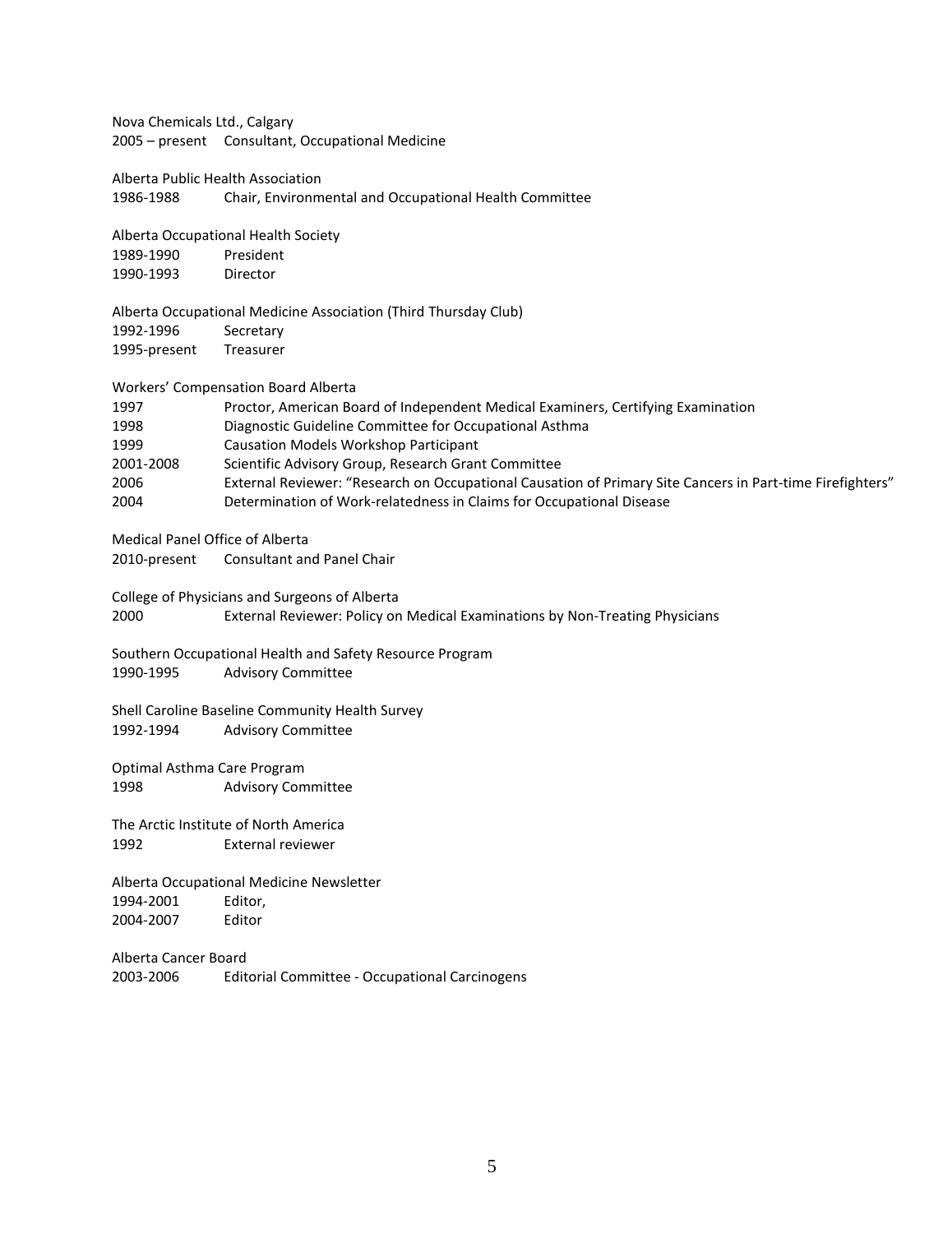Nova Chemicals Ltd., Calgary
2005 – present Consultant, Occupational Medicine

Alberta Public Health Association
1986-1988 Chair, Environmental and Occupational Health Committee

Alberta Occupational Health Society
1989-1990 President
1990-1993 Director

Alberta Occupational Medicine Association (Third Thursday Club)
1992-1996 Secretary
1995-present Treasurer

Workers' Compensation Board Alberta
1997 Proctor, American Board of Independent Medical Examiners, Certifying Examination
1998 Diagnostic Guideline Committee for Occupational Asthma
1999 Causation Models Workshop Participant
2001-2008 Scientific Advisory Group, Research Grant Committee
2006 External Reviewer: "Research on Occupational Causation of Primary Site Cancers in Part-time Firefighters"
2004 Determination of Work-relatedness in Claims for Occupational Disease

Medical Panel Office of Alberta
2010-present Consultant and Panel Chair

College of Physicians and Surgeons of Alberta
2000 External Reviewer: Policy on Medical Examinations by Non-Treating Physicians

Southern Occupational Health and Safety Resource Program
1990-1995 Advisory Committee

Shell Caroline Baseline Community Health Survey
1992-1994 Advisory Committee

Optimal Asthma Care Program
1998 Advisory Committee

The Arctic Institute of North America
1992 External reviewer

Alberta Occupational Medicine Newsletter
1994-2001 Editor,
2004-2007 Editor

Alberta Cancer Board
2003-2006 Editorial Committee - Occupational Carcinogens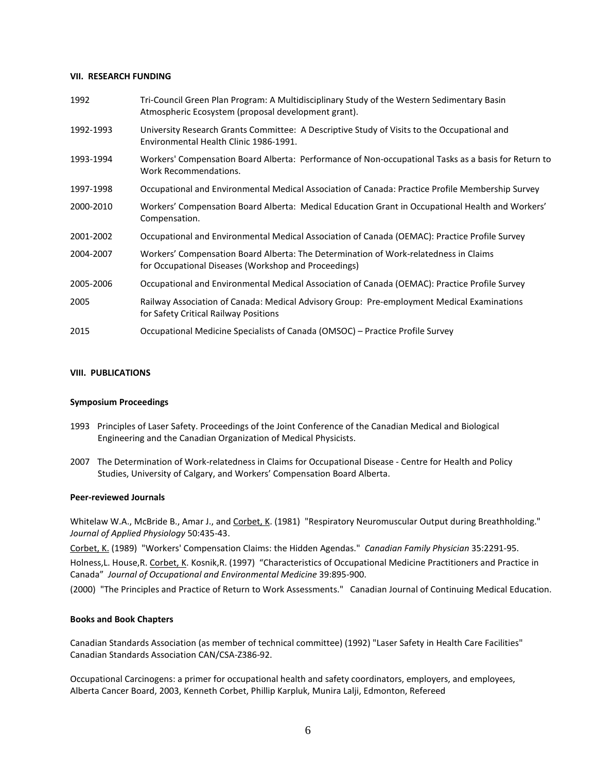### VII. RESEARCH FUNDING

| | |
|---|---|
| 1992 | Tri-Council Green Plan Program: A Multidisciplinary Study of the Western Sedimentary Basin Atmospheric Ecosystem (proposal development grant). |
| 1992-1993 | University Research Grants Committee: A Descriptive Study of Visits to the Occupational and Environmental Health Clinic 1986-1991. |
| 1993-1994 | Workers' Compensation Board Alberta: Performance of Non-occupational Tasks as a basis for Return to Work Recommendations. |
| 1997-1998 | Occupational and Environmental Medical Association of Canada: Practice Profile Membership Survey |
| 2000-2010 | Workers' Compensation Board Alberta: Medical Education Grant in Occupational Health and Workers' Compensation. |
| 2001-2002 | Occupational and Environmental Medical Association of Canada (OEMAC): Practice Profile Survey |
| 2004-2007 | Workers' Compensation Board Alberta: The Determination of Work-relatedness in Claims for Occupational Diseases (Workshop and Proceedings) |
| 2005-2006 | Occupational and Environmental Medical Association of Canada (OEMAC): Practice Profile Survey |
| 2005 | Railway Association of Canada: Medical Advisory Group: Pre-employment Medical Examinations for Safety Critical Railway Positions |
| 2015 | Occupational Medicine Specialists of Canada (OMSOC) – Practice Profile Survey |

### VIII. PUBLICATIONS

**Symposium Proceedings**

1993 Principles of Laser Safety. Proceedings of the Joint Conference of the Canadian Medical and Biological Engineering and the Canadian Organization of Medical Physicists.

2007 The Determination of Work-relatedness in Claims for Occupational Disease - Centre for Health and Policy Studies, University of Calgary, and Workers' Compensation Board Alberta.

**Peer-reviewed Journals**

Whitelaw W.A., McBride B., Amar J., and Corbet, K. (1981) "Respiratory Neuromuscular Output during Breathholding." *Journal of Applied Physiology* 50:435-43.

Corbet, K. (1989) "Workers' Compensation Claims: the Hidden Agendas." *Canadian Family Physician* 35:2291-95.

Holness,L. House,R. Corbet, K. Kosnik,R. (1997) "Characteristics of Occupational Medicine Practitioners and Practice in Canada" *Journal of Occupational and Environmental Medicine* 39:895-900.

(2000) "The Principles and Practice of Return to Work Assessments." Canadian Journal of Continuing Medical Education.

**Books and Book Chapters**

Canadian Standards Association (as member of technical committee) (1992) "Laser Safety in Health Care Facilities" Canadian Standards Association CAN/CSA-Z386-92.

Occupational Carcinogens: a primer for occupational health and safety coordinators, employers, and employees, Alberta Cancer Board, 2003, Kenneth Corbet, Phillip Karpluk, Munira Lalji, Edmonton, Refereed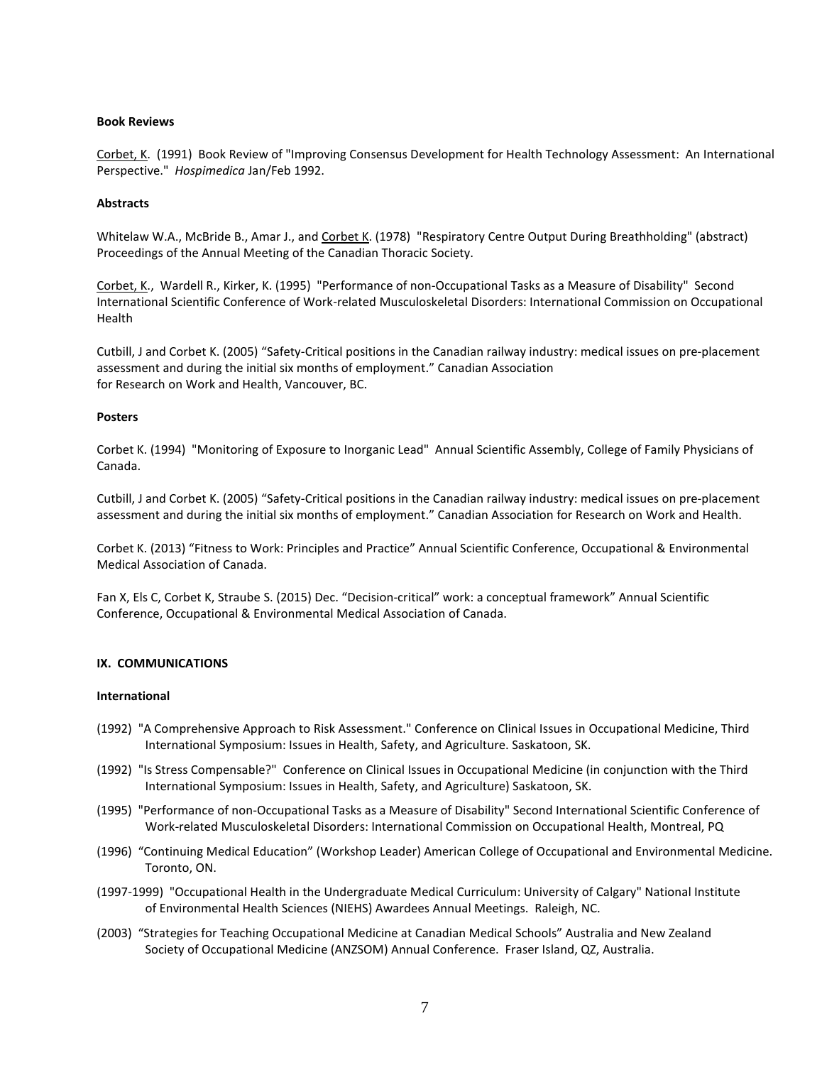**Book Reviews**

Corbet, K. (1991) Book Review of "Improving Consensus Development for Health Technology Assessment: An International Perspective." *Hospimedica* Jan/Feb 1992.

**Abstracts**

Whitelaw W.A., McBride B., Amar J., and Corbet K. (1978) "Respiratory Centre Output During Breathholding" (abstract) Proceedings of the Annual Meeting of the Canadian Thoracic Society.

Corbet, K., Wardell R., Kirker, K. (1995) "Performance of non-Occupational Tasks as a Measure of Disability" Second International Scientific Conference of Work-related Musculoskeletal Disorders: International Commission on Occupational Health

Cutbill, J and Corbet K. (2005) "Safety-Critical positions in the Canadian railway industry: medical issues on pre-placement assessment and during the initial six months of employment." Canadian Association for Research on Work and Health, Vancouver, BC.

**Posters**

Corbet K. (1994) "Monitoring of Exposure to Inorganic Lead" Annual Scientific Assembly, College of Family Physicians of Canada.

Cutbill, J and Corbet K. (2005) "Safety-Critical positions in the Canadian railway industry: medical issues on pre-placement assessment and during the initial six months of employment." Canadian Association for Research on Work and Health.

Corbet K. (2013) "Fitness to Work: Principles and Practice" Annual Scientific Conference, Occupational & Environmental Medical Association of Canada.

Fan X, Els C, Corbet K, Straube S. (2015) Dec. "Decision-critical" work: a conceptual framework" Annual Scientific Conference, Occupational & Environmental Medical Association of Canada.

**IX. COMMUNICATIONS**

**International**

- (1992) "A Comprehensive Approach to Risk Assessment." Conference on Clinical Issues in Occupational Medicine, Third International Symposium: Issues in Health, Safety, and Agriculture. Saskatoon, SK.
- (1992) "Is Stress Compensable?" Conference on Clinical Issues in Occupational Medicine (in conjunction with the Third International Symposium: Issues in Health, Safety, and Agriculture) Saskatoon, SK.
- (1995) "Performance of non-Occupational Tasks as a Measure of Disability" Second International Scientific Conference of Work-related Musculoskeletal Disorders: International Commission on Occupational Health, Montreal, PQ
- (1996) "Continuing Medical Education" (Workshop Leader) American College of Occupational and Environmental Medicine. Toronto, ON.
- (1997-1999) "Occupational Health in the Undergraduate Medical Curriculum: University of Calgary" National Institute of Environmental Health Sciences (NIEHS) Awardees Annual Meetings. Raleigh, NC.
- (2003) "Strategies for Teaching Occupational Medicine at Canadian Medical Schools" Australia and New Zealand Society of Occupational Medicine (ANZSOM) Annual Conference. Fraser Island, QZ, Australia.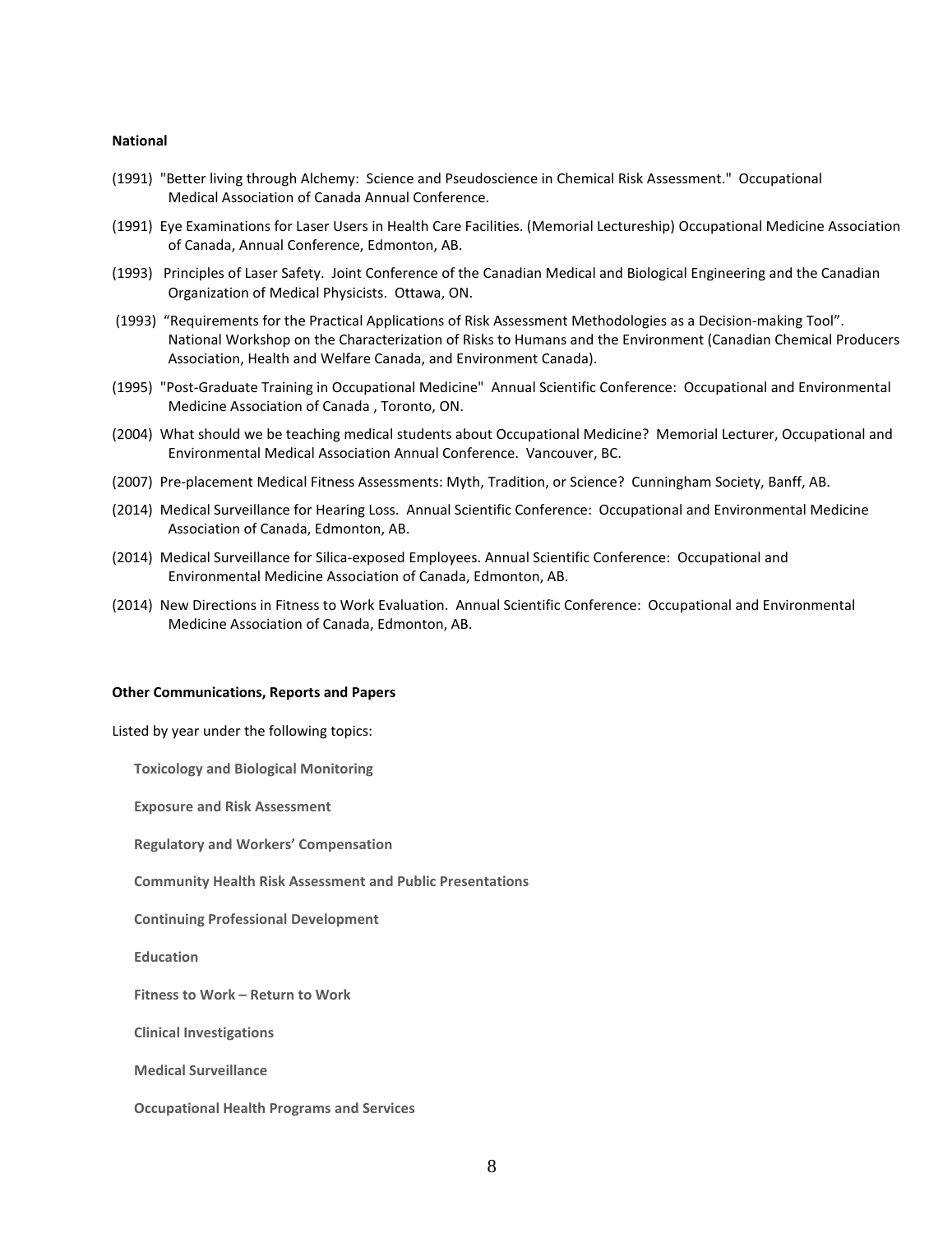**National**

(1991) "Better living through Alchemy: Science and Pseudoscience in Chemical Risk Assessment." Occupational Medical Association of Canada Annual Conference.

(1991) Eye Examinations for Laser Users in Health Care Facilities. (Memorial Lectureship) Occupational Medicine Association of Canada, Annual Conference, Edmonton, AB.

(1993) Principles of Laser Safety. Joint Conference of the Canadian Medical and Biological Engineering and the Canadian Organization of Medical Physicists. Ottawa, ON.

(1993) "Requirements for the Practical Applications of Risk Assessment Methodologies as a Decision-making Tool". National Workshop on the Characterization of Risks to Humans and the Environment (Canadian Chemical Producers Association, Health and Welfare Canada, and Environment Canada).

(1995) "Post-Graduate Training in Occupational Medicine" Annual Scientific Conference: Occupational and Environmental Medicine Association of Canada , Toronto, ON.

(2004) What should we be teaching medical students about Occupational Medicine? Memorial Lecturer, Occupational and Environmental Medical Association Annual Conference. Vancouver, BC.

(2007) Pre-placement Medical Fitness Assessments: Myth, Tradition, or Science? Cunningham Society, Banff, AB.

(2014) Medical Surveillance for Hearing Loss. Annual Scientific Conference: Occupational and Environmental Medicine Association of Canada, Edmonton, AB.

(2014) Medical Surveillance for Silica-exposed Employees. Annual Scientific Conference: Occupational and Environmental Medicine Association of Canada, Edmonton, AB.

(2014) New Directions in Fitness to Work Evaluation. Annual Scientific Conference: Occupational and Environmental Medicine Association of Canada, Edmonton, AB.

**Other Communications, Reports and Papers**

Listed by year under the following topics:

**Toxicology and Biological Monitoring**

**Exposure and Risk Assessment**

**Regulatory and Workers' Compensation**

**Community Health Risk Assessment and Public Presentations**

**Continuing Professional Development**

**Education**

**Fitness to Work – Return to Work**

**Clinical Investigations**

**Medical Surveillance**

**Occupational Health Programs and Services**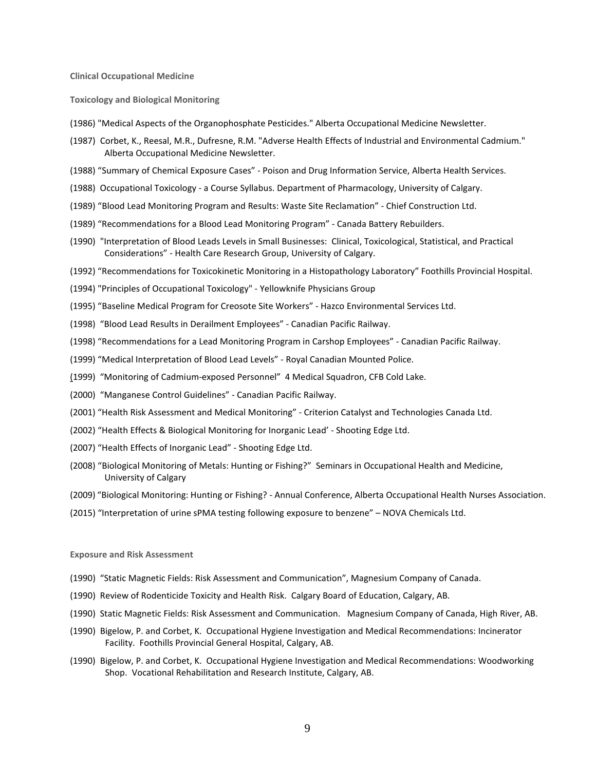**Clinical Occupational Medicine**

**Toxicology and Biological Monitoring**

(1986) "Medical Aspects of the Organophosphate Pesticides." Alberta Occupational Medicine Newsletter.

(1987) Corbet, K., Reesal, M.R., Dufresne, R.M. "Adverse Health Effects of Industrial and Environmental Cadmium." Alberta Occupational Medicine Newsletter.

(1988) "Summary of Chemical Exposure Cases" - Poison and Drug Information Service, Alberta Health Services.

(1988) Occupational Toxicology - a Course Syllabus. Department of Pharmacology, University of Calgary.

(1989) "Blood Lead Monitoring Program and Results: Waste Site Reclamation" - Chief Construction Ltd.

(1989) "Recommendations for a Blood Lead Monitoring Program" - Canada Battery Rebuilders.

(1990) "Interpretation of Blood Leads Levels in Small Businesses: Clinical, Toxicological, Statistical, and Practical Considerations" - Health Care Research Group, University of Calgary.

(1992) "Recommendations for Toxicokinetic Monitoring in a Histopathology Laboratory" Foothills Provincial Hospital.

(1994) "Principles of Occupational Toxicology" - Yellowknife Physicians Group

(1995) "Baseline Medical Program for Creosote Site Workers" - Hazco Environmental Services Ltd.

(1998) "Blood Lead Results in Derailment Employees" - Canadian Pacific Railway.

(1998) "Recommendations for a Lead Monitoring Program in Carshop Employees" - Canadian Pacific Railway.

(1999) "Medical Interpretation of Blood Lead Levels" - Royal Canadian Mounted Police.

(1999) "Monitoring of Cadmium-exposed Personnel" 4 Medical Squadron, CFB Cold Lake.

(2000) "Manganese Control Guidelines" - Canadian Pacific Railway.

(2001) "Health Risk Assessment and Medical Monitoring" - Criterion Catalyst and Technologies Canada Ltd.

(2002) "Health Effects & Biological Monitoring for Inorganic Lead' - Shooting Edge Ltd.

(2007) "Health Effects of Inorganic Lead" - Shooting Edge Ltd.

(2008) "Biological Monitoring of Metals: Hunting or Fishing?" Seminars in Occupational Health and Medicine, University of Calgary

(2009) "Biological Monitoring: Hunting or Fishing? - Annual Conference, Alberta Occupational Health Nurses Association.

(2015) "Interpretation of urine sPMA testing following exposure to benzene" – NOVA Chemicals Ltd.

**Exposure and Risk Assessment**

(1990) "Static Magnetic Fields: Risk Assessment and Communication", Magnesium Company of Canada.

(1990) Review of Rodenticide Toxicity and Health Risk. Calgary Board of Education, Calgary, AB.

(1990) Static Magnetic Fields: Risk Assessment and Communication. Magnesium Company of Canada, High River, AB.

(1990) Bigelow, P. and Corbet, K. Occupational Hygiene Investigation and Medical Recommendations: Incinerator Facility. Foothills Provincial General Hospital, Calgary, AB.

(1990) Bigelow, P. and Corbet, K. Occupational Hygiene Investigation and Medical Recommendations: Woodworking Shop. Vocational Rehabilitation and Research Institute, Calgary, AB.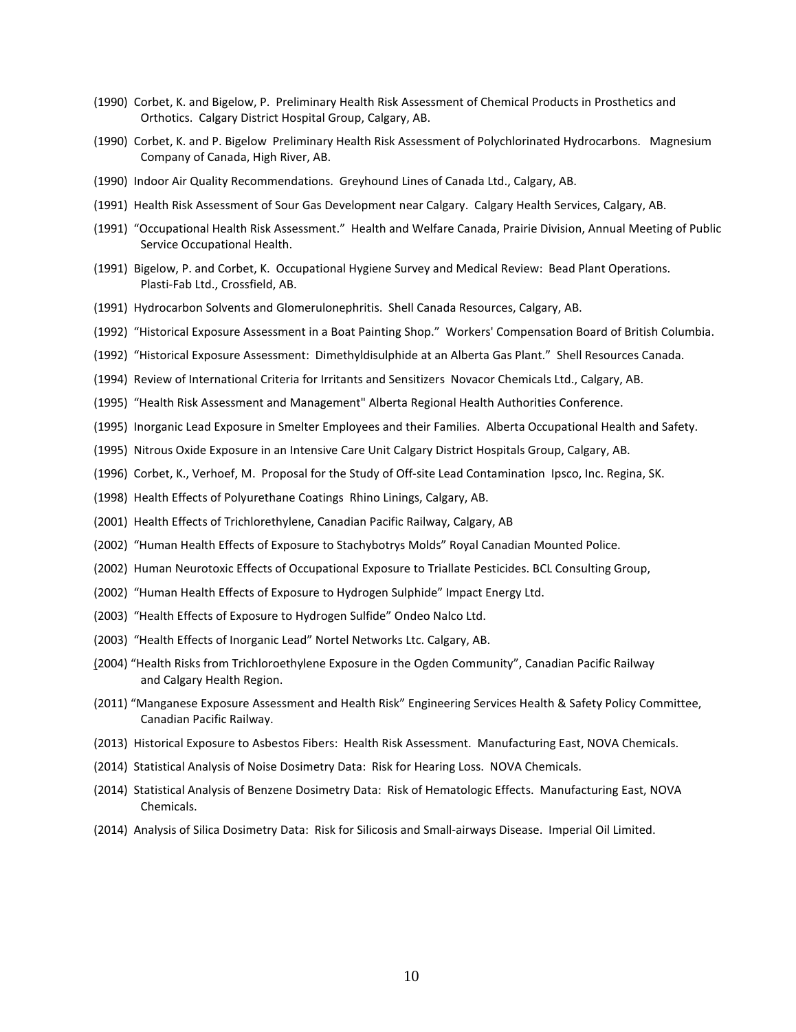(1990) Corbet, K. and Bigelow, P. Preliminary Health Risk Assessment of Chemical Products in Prosthetics and Orthotics. Calgary District Hospital Group, Calgary, AB.

(1990) Corbet, K. and P. Bigelow Preliminary Health Risk Assessment of Polychlorinated Hydrocarbons. Magnesium Company of Canada, High River, AB.

(1990) Indoor Air Quality Recommendations. Greyhound Lines of Canada Ltd., Calgary, AB.

(1991) Health Risk Assessment of Sour Gas Development near Calgary. Calgary Health Services, Calgary, AB.

(1991) "Occupational Health Risk Assessment." Health and Welfare Canada, Prairie Division, Annual Meeting of Public Service Occupational Health.

(1991) Bigelow, P. and Corbet, K. Occupational Hygiene Survey and Medical Review: Bead Plant Operations. Plasti-Fab Ltd., Crossfield, AB.

(1991) Hydrocarbon Solvents and Glomerulonephritis. Shell Canada Resources, Calgary, AB.

(1992) "Historical Exposure Assessment in a Boat Painting Shop." Workers' Compensation Board of British Columbia.

(1992) "Historical Exposure Assessment: Dimethyldisulphide at an Alberta Gas Plant." Shell Resources Canada.

(1994) Review of International Criteria for Irritants and Sensitizers Novacor Chemicals Ltd., Calgary, AB.

(1995) "Health Risk Assessment and Management" Alberta Regional Health Authorities Conference.

(1995) Inorganic Lead Exposure in Smelter Employees and their Families. Alberta Occupational Health and Safety.

(1995) Nitrous Oxide Exposure in an Intensive Care Unit Calgary District Hospitals Group, Calgary, AB.

(1996) Corbet, K., Verhoef, M. Proposal for the Study of Off-site Lead Contamination Ipsco, Inc. Regina, SK.

(1998) Health Effects of Polyurethane Coatings Rhino Linings, Calgary, AB.

(2001) Health Effects of Trichlorethylene, Canadian Pacific Railway, Calgary, AB

(2002) "Human Health Effects of Exposure to Stachybotrys Molds" Royal Canadian Mounted Police.

(2002) Human Neurotoxic Effects of Occupational Exposure to Triallate Pesticides. BCL Consulting Group,

(2002) "Human Health Effects of Exposure to Hydrogen Sulphide" Impact Energy Ltd.

(2003) "Health Effects of Exposure to Hydrogen Sulfide" Ondeo Nalco Ltd.

(2003) "Health Effects of Inorganic Lead" Nortel Networks Ltc. Calgary, AB.

(2004) "Health Risks from Trichloroethylene Exposure in the Ogden Community", Canadian Pacific Railway and Calgary Health Region.

(2011) "Manganese Exposure Assessment and Health Risk" Engineering Services Health & Safety Policy Committee, Canadian Pacific Railway.

(2013) Historical Exposure to Asbestos Fibers: Health Risk Assessment. Manufacturing East, NOVA Chemicals.

(2014) Statistical Analysis of Noise Dosimetry Data: Risk for Hearing Loss. NOVA Chemicals.

(2014) Statistical Analysis of Benzene Dosimetry Data: Risk of Hematologic Effects. Manufacturing East, NOVA Chemicals.

(2014) Analysis of Silica Dosimetry Data: Risk for Silicosis and Small-airways Disease. Imperial Oil Limited.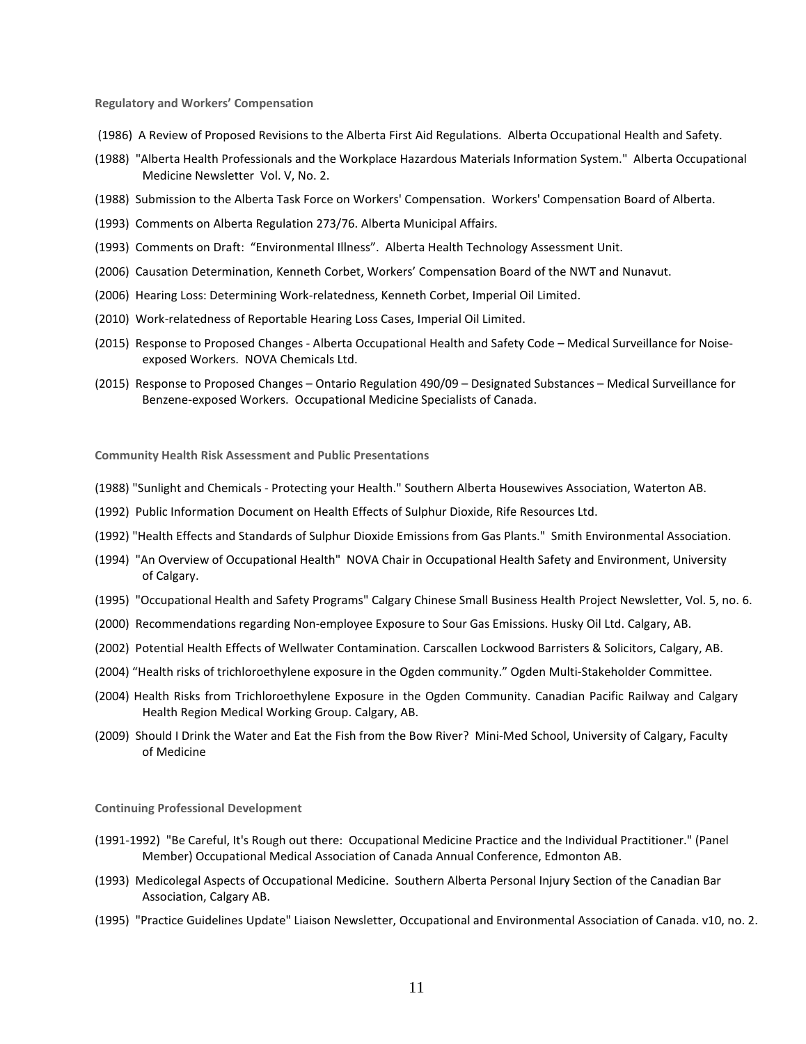**Regulatory and Workers' Compensation**

(1986) A Review of Proposed Revisions to the Alberta First Aid Regulations. Alberta Occupational Health and Safety.

(1988) "Alberta Health Professionals and the Workplace Hazardous Materials Information System." Alberta Occupational Medicine Newsletter Vol. V, No. 2.

(1988) Submission to the Alberta Task Force on Workers' Compensation. Workers' Compensation Board of Alberta.

(1993) Comments on Alberta Regulation 273/76. Alberta Municipal Affairs.

(1993) Comments on Draft: "Environmental Illness". Alberta Health Technology Assessment Unit.

(2006) Causation Determination, Kenneth Corbet, Workers' Compensation Board of the NWT and Nunavut.

(2006) Hearing Loss: Determining Work-relatedness, Kenneth Corbet, Imperial Oil Limited.

(2010) Work-relatedness of Reportable Hearing Loss Cases, Imperial Oil Limited.

(2015) Response to Proposed Changes - Alberta Occupational Health and Safety Code – Medical Surveillance for Noise-exposed Workers. NOVA Chemicals Ltd.

(2015) Response to Proposed Changes – Ontario Regulation 490/09 – Designated Substances – Medical Surveillance for Benzene-exposed Workers. Occupational Medicine Specialists of Canada.

**Community Health Risk Assessment and Public Presentations**

(1988) "Sunlight and Chemicals - Protecting your Health." Southern Alberta Housewives Association, Waterton AB.

(1992) Public Information Document on Health Effects of Sulphur Dioxide, Rife Resources Ltd.

(1992) "Health Effects and Standards of Sulphur Dioxide Emissions from Gas Plants." Smith Environmental Association.

(1994) "An Overview of Occupational Health" NOVA Chair in Occupational Health Safety and Environment, University of Calgary.

(1995) "Occupational Health and Safety Programs" Calgary Chinese Small Business Health Project Newsletter, Vol. 5, no. 6.

(2000) Recommendations regarding Non-employee Exposure to Sour Gas Emissions. Husky Oil Ltd. Calgary, AB.

(2002) Potential Health Effects of Wellwater Contamination. Carscallen Lockwood Barristers & Solicitors, Calgary, AB.

(2004) "Health risks of trichloroethylene exposure in the Ogden community." Ogden Multi-Stakeholder Committee.

(2004) Health Risks from Trichloroethylene Exposure in the Ogden Community. Canadian Pacific Railway and Calgary Health Region Medical Working Group. Calgary, AB.

(2009) Should I Drink the Water and Eat the Fish from the Bow River? Mini-Med School, University of Calgary, Faculty of Medicine

**Continuing Professional Development**

(1991-1992) "Be Careful, It's Rough out there: Occupational Medicine Practice and the Individual Practitioner." (Panel Member) Occupational Medical Association of Canada Annual Conference, Edmonton AB.

(1993) Medicolegal Aspects of Occupational Medicine. Southern Alberta Personal Injury Section of the Canadian Bar Association, Calgary AB.

(1995) "Practice Guidelines Update" Liaison Newsletter, Occupational and Environmental Association of Canada. v10, no. 2.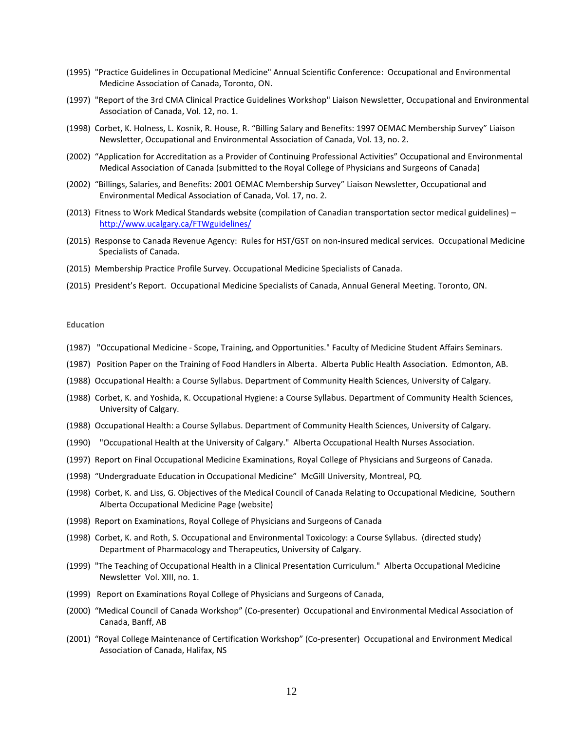(1995) "Practice Guidelines in Occupational Medicine" Annual Scientific Conference: Occupational and Environmental Medicine Association of Canada, Toronto, ON.

(1997) "Report of the 3rd CMA Clinical Practice Guidelines Workshop" Liaison Newsletter, Occupational and Environmental Association of Canada, Vol. 12, no. 1.

(1998) Corbet, K. Holness, L. Kosnik, R. House, R. "Billing Salary and Benefits: 1997 OEMAC Membership Survey" Liaison Newsletter, Occupational and Environmental Association of Canada, Vol. 13, no. 2.

(2002) "Application for Accreditation as a Provider of Continuing Professional Activities" Occupational and Environmental Medical Association of Canada (submitted to the Royal College of Physicians and Surgeons of Canada)

(2002) "Billings, Salaries, and Benefits: 2001 OEMAC Membership Survey" Liaison Newsletter, Occupational and Environmental Medical Association of Canada, Vol. 17, no. 2.

(2013) Fitness to Work Medical Standards website (compilation of Canadian transportation sector medical guidelines) – http://www.ucalgary.ca/FTWguidelines/

(2015) Response to Canada Revenue Agency: Rules for HST/GST on non-insured medical services. Occupational Medicine Specialists of Canada.

(2015) Membership Practice Profile Survey. Occupational Medicine Specialists of Canada.

(2015) President's Report. Occupational Medicine Specialists of Canada, Annual General Meeting. Toronto, ON.

**Education**

(1987) "Occupational Medicine - Scope, Training, and Opportunities." Faculty of Medicine Student Affairs Seminars.

(1987) Position Paper on the Training of Food Handlers in Alberta. Alberta Public Health Association. Edmonton, AB.

(1988) Occupational Health: a Course Syllabus. Department of Community Health Sciences, University of Calgary.

(1988) Corbet, K. and Yoshida, K. Occupational Hygiene: a Course Syllabus. Department of Community Health Sciences, University of Calgary.

(1988) Occupational Health: a Course Syllabus. Department of Community Health Sciences, University of Calgary.

(1990) "Occupational Health at the University of Calgary." Alberta Occupational Health Nurses Association.

(1997) Report on Final Occupational Medicine Examinations, Royal College of Physicians and Surgeons of Canada.

(1998) "Undergraduate Education in Occupational Medicine" McGill University, Montreal, PQ.

(1998) Corbet, K. and Liss, G. Objectives of the Medical Council of Canada Relating to Occupational Medicine, Southern Alberta Occupational Medicine Page (website)

(1998) Report on Examinations, Royal College of Physicians and Surgeons of Canada

(1998) Corbet, K. and Roth, S. Occupational and Environmental Toxicology: a Course Syllabus. (directed study) Department of Pharmacology and Therapeutics, University of Calgary.

(1999) "The Teaching of Occupational Health in a Clinical Presentation Curriculum." Alberta Occupational Medicine Newsletter Vol. XIII, no. 1.

(1999) Report on Examinations Royal College of Physicians and Surgeons of Canada,

(2000) "Medical Council of Canada Workshop" (Co-presenter) Occupational and Environmental Medical Association of Canada, Banff, AB

(2001) "Royal College Maintenance of Certification Workshop" (Co-presenter) Occupational and Environment Medical Association of Canada, Halifax, NS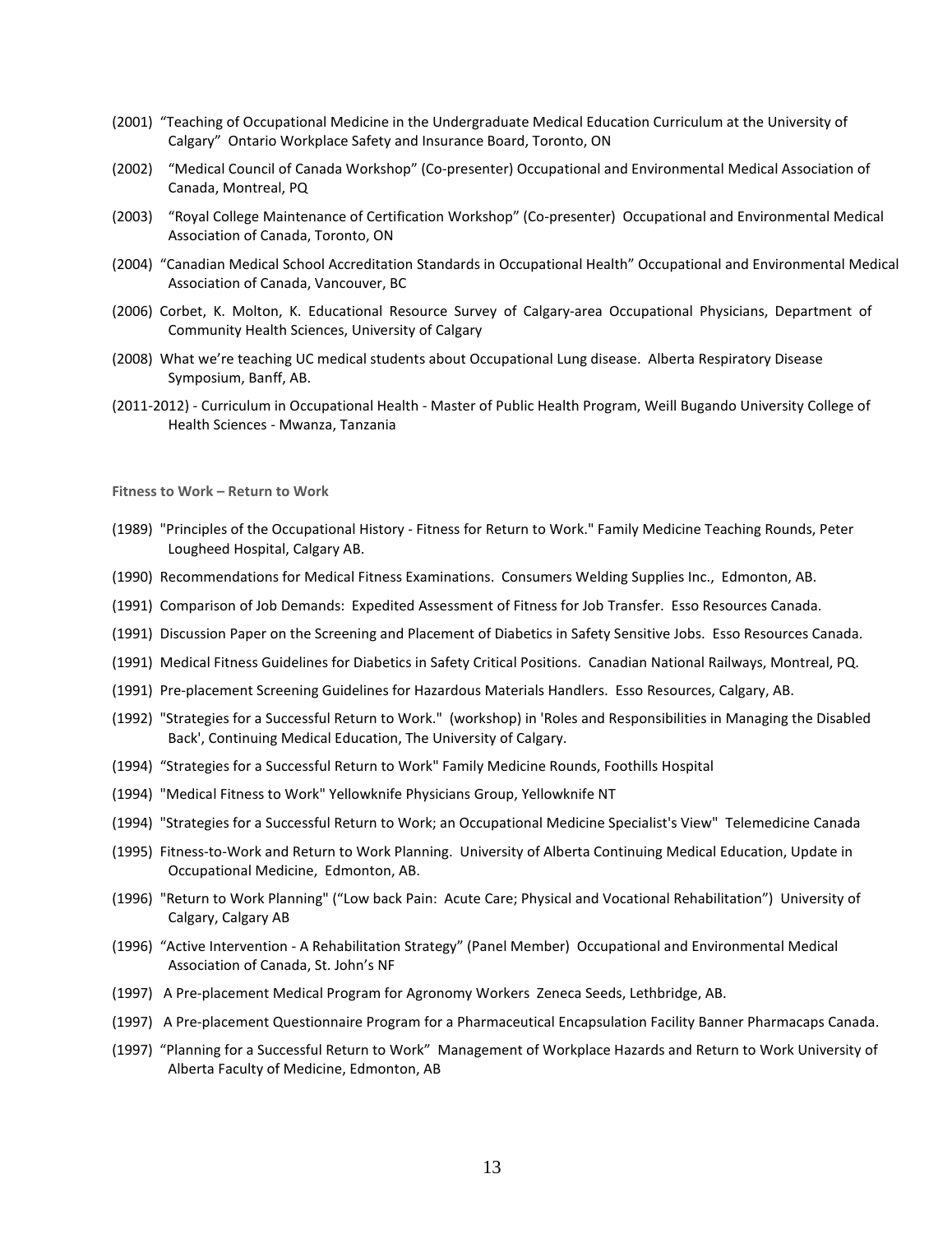(2001) "Teaching of Occupational Medicine in the Undergraduate Medical Education Curriculum at the University of Calgary" Ontario Workplace Safety and Insurance Board, Toronto, ON

(2002) "Medical Council of Canada Workshop" (Co-presenter) Occupational and Environmental Medical Association of Canada, Montreal, PQ

(2003) "Royal College Maintenance of Certification Workshop" (Co-presenter) Occupational and Environmental Medical Association of Canada, Toronto, ON

(2004) "Canadian Medical School Accreditation Standards in Occupational Health" Occupational and Environmental Medical Association of Canada, Vancouver, BC

(2006) Corbet, K. Molton, K. Educational Resource Survey of Calgary-area Occupational Physicians, Department of Community Health Sciences, University of Calgary

(2008) What we're teaching UC medical students about Occupational Lung disease. Alberta Respiratory Disease Symposium, Banff, AB.

(2011-2012) - Curriculum in Occupational Health - Master of Public Health Program, Weill Bugando University College of Health Sciences - Mwanza, Tanzania

**Fitness to Work – Return to Work**

(1989) "Principles of the Occupational History - Fitness for Return to Work." Family Medicine Teaching Rounds, Peter Lougheed Hospital, Calgary AB.

(1990) Recommendations for Medical Fitness Examinations. Consumers Welding Supplies Inc., Edmonton, AB.

(1991) Comparison of Job Demands: Expedited Assessment of Fitness for Job Transfer. Esso Resources Canada.

(1991) Discussion Paper on the Screening and Placement of Diabetics in Safety Sensitive Jobs. Esso Resources Canada.

(1991) Medical Fitness Guidelines for Diabetics in Safety Critical Positions. Canadian National Railways, Montreal, PQ.

(1991) Pre-placement Screening Guidelines for Hazardous Materials Handlers. Esso Resources, Calgary, AB.

(1992) "Strategies for a Successful Return to Work." (workshop) in 'Roles and Responsibilities in Managing the Disabled Back', Continuing Medical Education, The University of Calgary.

(1994) "Strategies for a Successful Return to Work" Family Medicine Rounds, Foothills Hospital

(1994) "Medical Fitness to Work" Yellowknife Physicians Group, Yellowknife NT

(1994) "Strategies for a Successful Return to Work; an Occupational Medicine Specialist's View" Telemedicine Canada

(1995) Fitness-to-Work and Return to Work Planning. University of Alberta Continuing Medical Education, Update in Occupational Medicine, Edmonton, AB.

(1996) "Return to Work Planning" ("Low back Pain: Acute Care; Physical and Vocational Rehabilitation") University of Calgary, Calgary AB

(1996) "Active Intervention - A Rehabilitation Strategy" (Panel Member) Occupational and Environmental Medical Association of Canada, St. John's NF

(1997) A Pre-placement Medical Program for Agronomy Workers Zeneca Seeds, Lethbridge, AB.

(1997) A Pre-placement Questionnaire Program for a Pharmaceutical Encapsulation Facility Banner Pharmacaps Canada.

(1997) "Planning for a Successful Return to Work" Management of Workplace Hazards and Return to Work University of Alberta Faculty of Medicine, Edmonton, AB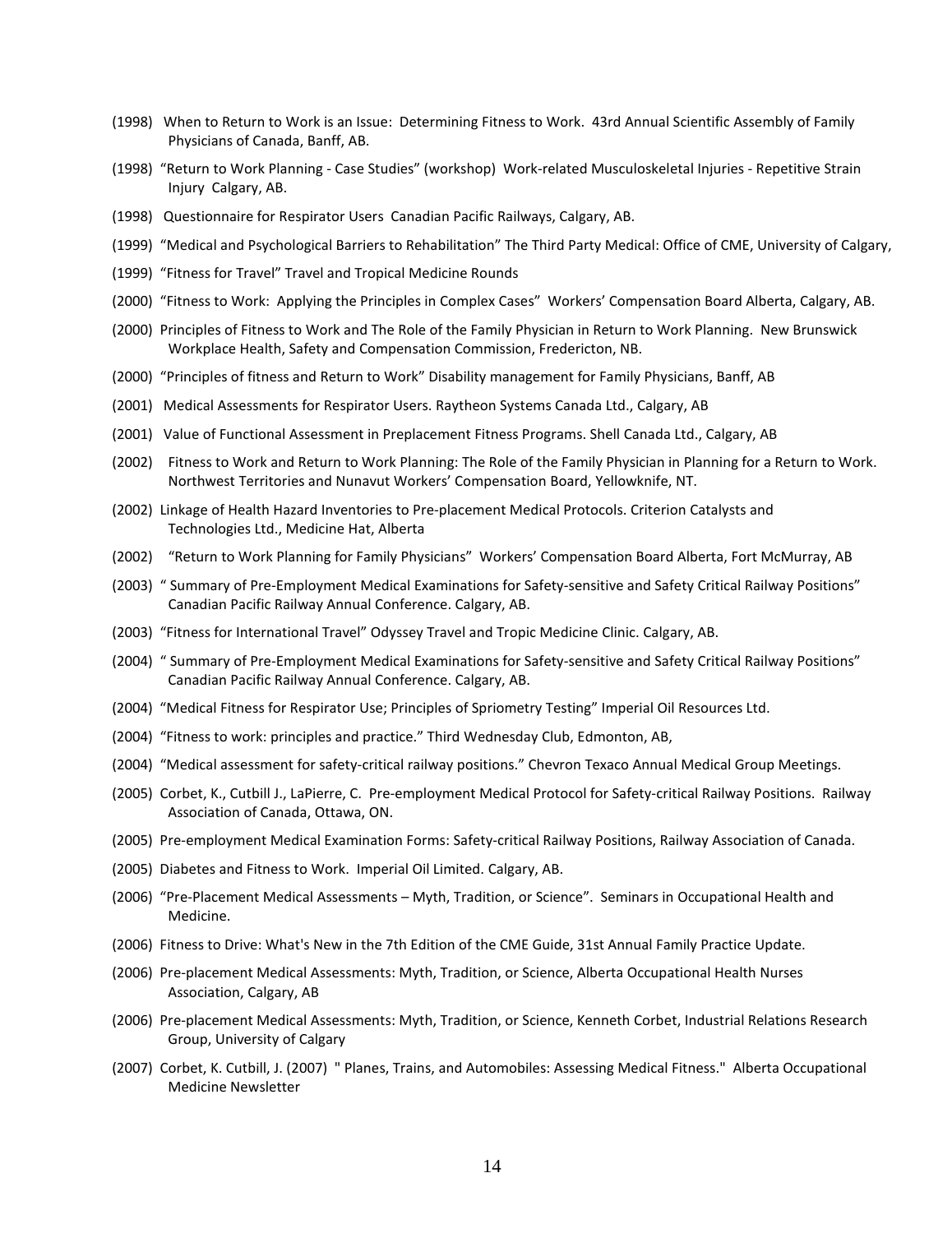(1998) When to Return to Work is an Issue: Determining Fitness to Work. 43rd Annual Scientific Assembly of Family Physicians of Canada, Banff, AB.

(1998) "Return to Work Planning - Case Studies" (workshop) Work-related Musculoskeletal Injuries - Repetitive Strain Injury Calgary, AB.

(1998) Questionnaire for Respirator Users Canadian Pacific Railways, Calgary, AB.

(1999) "Medical and Psychological Barriers to Rehabilitation" The Third Party Medical: Office of CME, University of Calgary,

(1999) "Fitness for Travel" Travel and Tropical Medicine Rounds

(2000) "Fitness to Work: Applying the Principles in Complex Cases" Workers' Compensation Board Alberta, Calgary, AB.

(2000) Principles of Fitness to Work and The Role of the Family Physician in Return to Work Planning. New Brunswick Workplace Health, Safety and Compensation Commission, Fredericton, NB.

(2000) "Principles of fitness and Return to Work" Disability management for Family Physicians, Banff, AB

(2001) Medical Assessments for Respirator Users. Raytheon Systems Canada Ltd., Calgary, AB

(2001) Value of Functional Assessment in Preplacement Fitness Programs. Shell Canada Ltd., Calgary, AB

(2002) Fitness to Work and Return to Work Planning: The Role of the Family Physician in Planning for a Return to Work. Northwest Territories and Nunavut Workers' Compensation Board, Yellowknife, NT.

(2002) Linkage of Health Hazard Inventories to Pre-placement Medical Protocols. Criterion Catalysts and Technologies Ltd., Medicine Hat, Alberta

(2002) "Return to Work Planning for Family Physicians" Workers' Compensation Board Alberta, Fort McMurray, AB

(2003) " Summary of Pre-Employment Medical Examinations for Safety-sensitive and Safety Critical Railway Positions" Canadian Pacific Railway Annual Conference. Calgary, AB.

(2003) "Fitness for International Travel" Odyssey Travel and Tropic Medicine Clinic. Calgary, AB.

(2004) " Summary of Pre-Employment Medical Examinations for Safety-sensitive and Safety Critical Railway Positions" Canadian Pacific Railway Annual Conference. Calgary, AB.

(2004) "Medical Fitness for Respirator Use; Principles of Spriometry Testing" Imperial Oil Resources Ltd.

(2004) "Fitness to work: principles and practice." Third Wednesday Club, Edmonton, AB,

(2004) "Medical assessment for safety-critical railway positions." Chevron Texaco Annual Medical Group Meetings.

(2005) Corbet, K., Cutbill J., LaPierre, C. Pre-employment Medical Protocol for Safety-critical Railway Positions. Railway Association of Canada, Ottawa, ON.

(2005) Pre-employment Medical Examination Forms: Safety-critical Railway Positions, Railway Association of Canada.

(2005) Diabetes and Fitness to Work. Imperial Oil Limited. Calgary, AB.

(2006) "Pre-Placement Medical Assessments – Myth, Tradition, or Science". Seminars in Occupational Health and Medicine.

(2006) Fitness to Drive: What's New in the 7th Edition of the CME Guide, 31st Annual Family Practice Update.

(2006) Pre-placement Medical Assessments: Myth, Tradition, or Science, Alberta Occupational Health Nurses Association, Calgary, AB

(2006) Pre-placement Medical Assessments: Myth, Tradition, or Science, Kenneth Corbet, Industrial Relations Research Group, University of Calgary

(2007) Corbet, K. Cutbill, J. (2007) " Planes, Trains, and Automobiles: Assessing Medical Fitness." Alberta Occupational Medicine Newsletter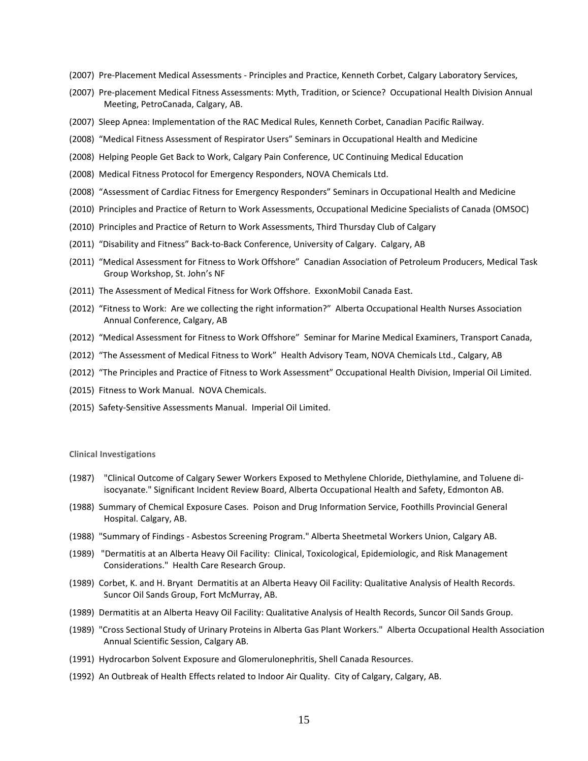(2007) Pre-Placement Medical Assessments - Principles and Practice, Kenneth Corbet, Calgary Laboratory Services,

(2007) Pre-placement Medical Fitness Assessments: Myth, Tradition, or Science? Occupational Health Division Annual Meeting, PetroCanada, Calgary, AB.

(2007) Sleep Apnea: Implementation of the RAC Medical Rules, Kenneth Corbet, Canadian Pacific Railway.

(2008) "Medical Fitness Assessment of Respirator Users" Seminars in Occupational Health and Medicine

(2008) Helping People Get Back to Work, Calgary Pain Conference, UC Continuing Medical Education

(2008) Medical Fitness Protocol for Emergency Responders, NOVA Chemicals Ltd.

(2008) "Assessment of Cardiac Fitness for Emergency Responders" Seminars in Occupational Health and Medicine

(2010) Principles and Practice of Return to Work Assessments, Occupational Medicine Specialists of Canada (OMSOC)

(2010) Principles and Practice of Return to Work Assessments, Third Thursday Club of Calgary

(2011) "Disability and Fitness" Back-to-Back Conference, University of Calgary. Calgary, AB

(2011) "Medical Assessment for Fitness to Work Offshore" Canadian Association of Petroleum Producers, Medical Task Group Workshop, St. John's NF

(2011) The Assessment of Medical Fitness for Work Offshore. ExxonMobil Canada East.

(2012) "Fitness to Work: Are we collecting the right information?" Alberta Occupational Health Nurses Association Annual Conference, Calgary, AB

(2012) "Medical Assessment for Fitness to Work Offshore" Seminar for Marine Medical Examiners, Transport Canada,

(2012) "The Assessment of Medical Fitness to Work" Health Advisory Team, NOVA Chemicals Ltd., Calgary, AB

(2012) "The Principles and Practice of Fitness to Work Assessment" Occupational Health Division, Imperial Oil Limited.

(2015) Fitness to Work Manual. NOVA Chemicals.

(2015) Safety-Sensitive Assessments Manual. Imperial Oil Limited.

### Clinical Investigations

(1987) "Clinical Outcome of Calgary Sewer Workers Exposed to Methylene Chloride, Diethylamine, and Toluene di-isocyanate." Significant Incident Review Board, Alberta Occupational Health and Safety, Edmonton AB.

(1988) Summary of Chemical Exposure Cases. Poison and Drug Information Service, Foothills Provincial General Hospital. Calgary, AB.

(1988) "Summary of Findings - Asbestos Screening Program." Alberta Sheetmetal Workers Union, Calgary AB.

(1989) "Dermatitis at an Alberta Heavy Oil Facility: Clinical, Toxicological, Epidemiologic, and Risk Management Considerations." Health Care Research Group.

(1989) Corbet, K. and H. Bryant Dermatitis at an Alberta Heavy Oil Facility: Qualitative Analysis of Health Records. Suncor Oil Sands Group, Fort McMurray, AB.

(1989) Dermatitis at an Alberta Heavy Oil Facility: Qualitative Analysis of Health Records, Suncor Oil Sands Group.

(1989) "Cross Sectional Study of Urinary Proteins in Alberta Gas Plant Workers." Alberta Occupational Health Association Annual Scientific Session, Calgary AB.

(1991) Hydrocarbon Solvent Exposure and Glomerulonephritis, Shell Canada Resources.

(1992) An Outbreak of Health Effects related to Indoor Air Quality. City of Calgary, Calgary, AB.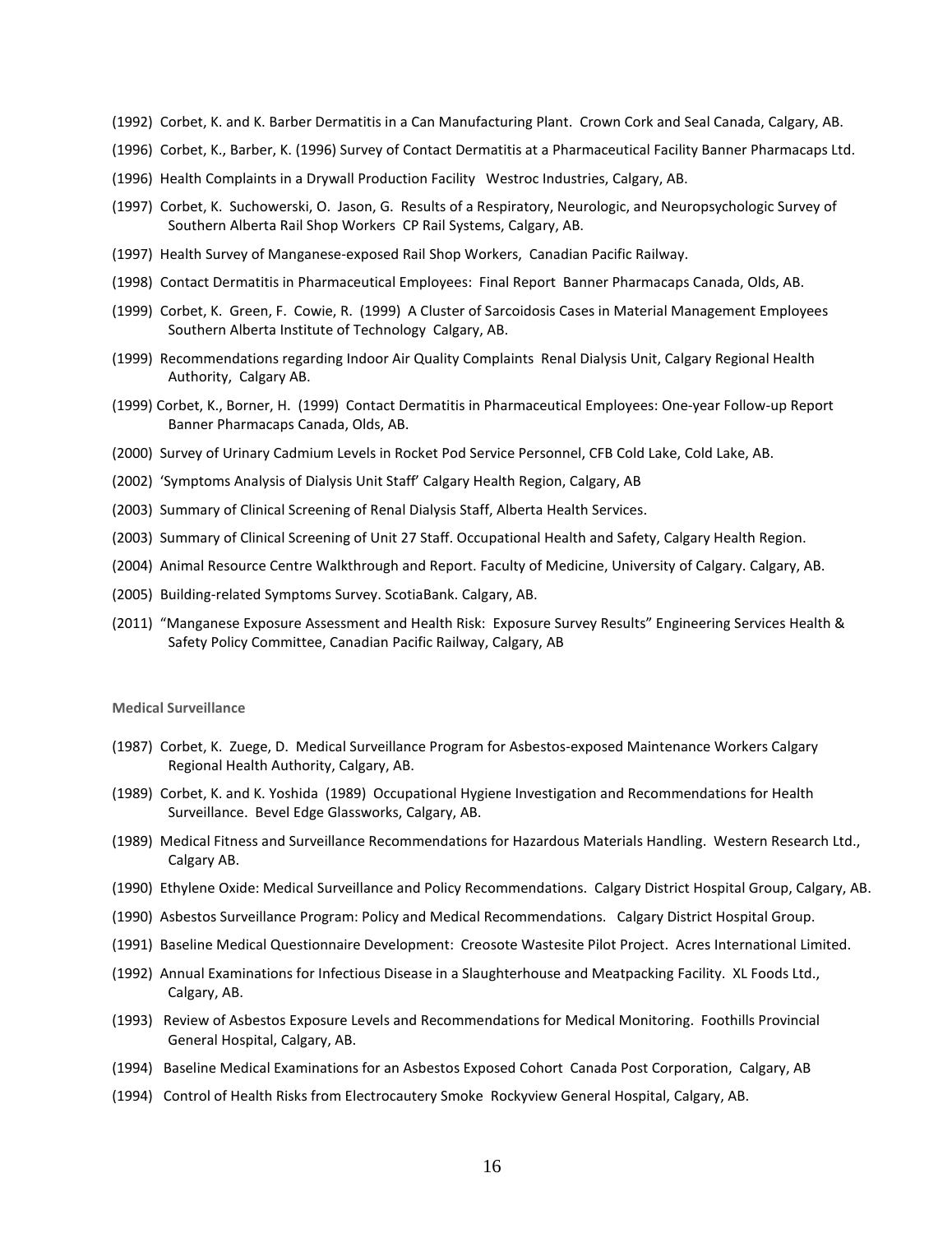(1992) Corbet, K. and K. Barber Dermatitis in a Can Manufacturing Plant. Crown Cork and Seal Canada, Calgary, AB.

(1996) Corbet, K., Barber, K. (1996) Survey of Contact Dermatitis at a Pharmaceutical Facility Banner Pharmacaps Ltd.

(1996) Health Complaints in a Drywall Production Facility Westroc Industries, Calgary, AB.

(1997) Corbet, K. Suchowerski, O. Jason, G. Results of a Respiratory, Neurologic, and Neuropsychologic Survey of Southern Alberta Rail Shop Workers CP Rail Systems, Calgary, AB.

(1997) Health Survey of Manganese-exposed Rail Shop Workers, Canadian Pacific Railway.

(1998) Contact Dermatitis in Pharmaceutical Employees: Final Report Banner Pharmacaps Canada, Olds, AB.

(1999) Corbet, K. Green, F. Cowie, R. (1999) A Cluster of Sarcoidosis Cases in Material Management Employees Southern Alberta Institute of Technology Calgary, AB.

(1999) Recommendations regarding Indoor Air Quality Complaints Renal Dialysis Unit, Calgary Regional Health Authority, Calgary AB.

(1999) Corbet, K., Borner, H. (1999) Contact Dermatitis in Pharmaceutical Employees: One-year Follow-up Report Banner Pharmacaps Canada, Olds, AB.

(2000) Survey of Urinary Cadmium Levels in Rocket Pod Service Personnel, CFB Cold Lake, Cold Lake, AB.

(2002) 'Symptoms Analysis of Dialysis Unit Staff' Calgary Health Region, Calgary, AB

(2003) Summary of Clinical Screening of Renal Dialysis Staff, Alberta Health Services.

(2003) Summary of Clinical Screening of Unit 27 Staff. Occupational Health and Safety, Calgary Health Region.

(2004) Animal Resource Centre Walkthrough and Report. Faculty of Medicine, University of Calgary. Calgary, AB.

(2005) Building-related Symptoms Survey. ScotiaBank. Calgary, AB.

(2011) "Manganese Exposure Assessment and Health Risk: Exposure Survey Results" Engineering Services Health & Safety Policy Committee, Canadian Pacific Railway, Calgary, AB

**Medical Surveillance**

(1987) Corbet, K. Zuege, D. Medical Surveillance Program for Asbestos-exposed Maintenance Workers Calgary Regional Health Authority, Calgary, AB.

(1989) Corbet, K. and K. Yoshida (1989) Occupational Hygiene Investigation and Recommendations for Health Surveillance. Bevel Edge Glassworks, Calgary, AB.

(1989) Medical Fitness and Surveillance Recommendations for Hazardous Materials Handling. Western Research Ltd., Calgary AB.

(1990) Ethylene Oxide: Medical Surveillance and Policy Recommendations. Calgary District Hospital Group, Calgary, AB.

(1990) Asbestos Surveillance Program: Policy and Medical Recommendations. Calgary District Hospital Group.

(1991) Baseline Medical Questionnaire Development: Creosote Wastesite Pilot Project. Acres International Limited.

(1992) Annual Examinations for Infectious Disease in a Slaughterhouse and Meatpacking Facility. XL Foods Ltd., Calgary, AB.

(1993) Review of Asbestos Exposure Levels and Recommendations for Medical Monitoring. Foothills Provincial General Hospital, Calgary, AB.

(1994) Baseline Medical Examinations for an Asbestos Exposed Cohort Canada Post Corporation, Calgary, AB

(1994) Control of Health Risks from Electrocautery Smoke Rockyview General Hospital, Calgary, AB.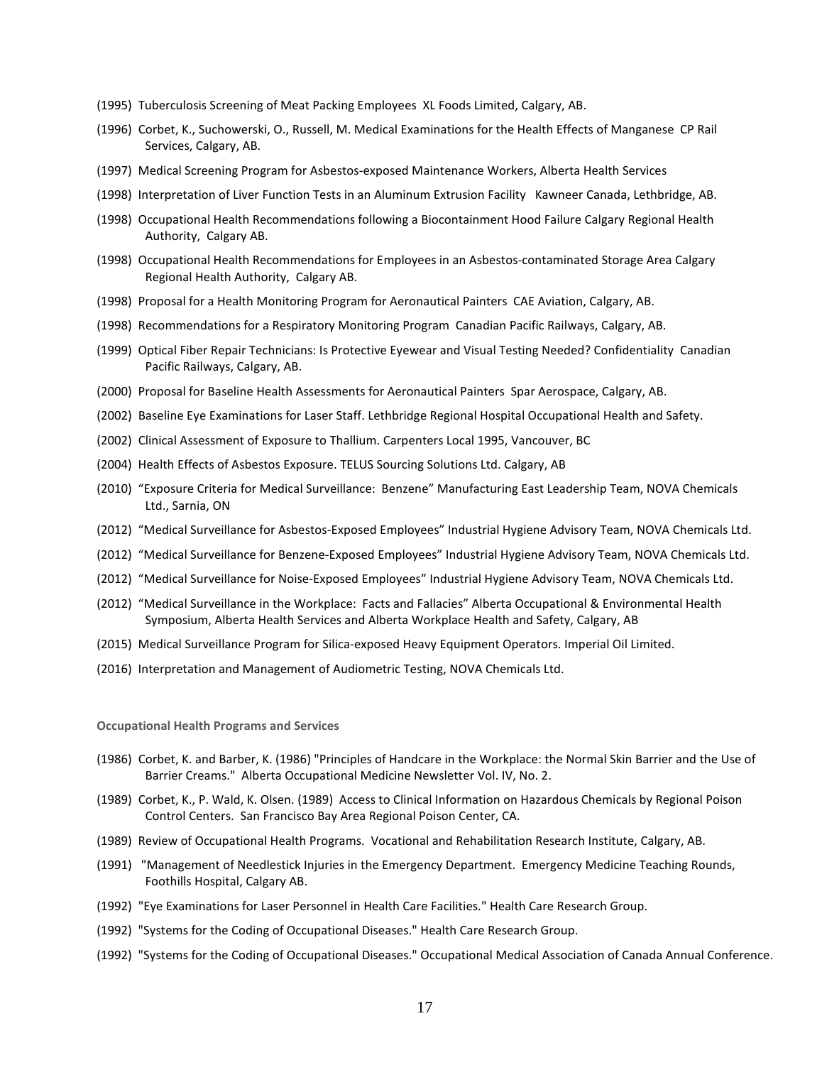(1995) Tuberculosis Screening of Meat Packing Employees XL Foods Limited, Calgary, AB.

(1996) Corbet, K., Suchowerski, O., Russell, M. Medical Examinations for the Health Effects of Manganese CP Rail Services, Calgary, AB.

(1997) Medical Screening Program for Asbestos-exposed Maintenance Workers, Alberta Health Services

(1998) Interpretation of Liver Function Tests in an Aluminum Extrusion Facility Kawneer Canada, Lethbridge, AB.

(1998) Occupational Health Recommendations following a Biocontainment Hood Failure Calgary Regional Health Authority, Calgary AB.

(1998) Occupational Health Recommendations for Employees in an Asbestos-contaminated Storage Area Calgary Regional Health Authority, Calgary AB.

(1998) Proposal for a Health Monitoring Program for Aeronautical Painters CAE Aviation, Calgary, AB.

(1998) Recommendations for a Respiratory Monitoring Program Canadian Pacific Railways, Calgary, AB.

(1999) Optical Fiber Repair Technicians: Is Protective Eyewear and Visual Testing Needed? Confidentiality Canadian Pacific Railways, Calgary, AB.

(2000) Proposal for Baseline Health Assessments for Aeronautical Painters Spar Aerospace, Calgary, AB.

(2002) Baseline Eye Examinations for Laser Staff. Lethbridge Regional Hospital Occupational Health and Safety.

(2002) Clinical Assessment of Exposure to Thallium. Carpenters Local 1995, Vancouver, BC

(2004) Health Effects of Asbestos Exposure. TELUS Sourcing Solutions Ltd. Calgary, AB

(2010) "Exposure Criteria for Medical Surveillance: Benzene" Manufacturing East Leadership Team, NOVA Chemicals Ltd., Sarnia, ON

(2012) "Medical Surveillance for Asbestos-Exposed Employees" Industrial Hygiene Advisory Team, NOVA Chemicals Ltd.

(2012) "Medical Surveillance for Benzene-Exposed Employees" Industrial Hygiene Advisory Team, NOVA Chemicals Ltd.

(2012) "Medical Surveillance for Noise-Exposed Employees" Industrial Hygiene Advisory Team, NOVA Chemicals Ltd.

(2012) "Medical Surveillance in the Workplace: Facts and Fallacies" Alberta Occupational & Environmental Health Symposium, Alberta Health Services and Alberta Workplace Health and Safety, Calgary, AB

(2015) Medical Surveillance Program for Silica-exposed Heavy Equipment Operators. Imperial Oil Limited.

(2016) Interpretation and Management of Audiometric Testing, NOVA Chemicals Ltd.

**Occupational Health Programs and Services**

(1986) Corbet, K. and Barber, K. (1986) "Principles of Handcare in the Workplace: the Normal Skin Barrier and the Use of Barrier Creams." Alberta Occupational Medicine Newsletter Vol. IV, No. 2.

(1989) Corbet, K., P. Wald, K. Olsen. (1989) Access to Clinical Information on Hazardous Chemicals by Regional Poison Control Centers. San Francisco Bay Area Regional Poison Center, CA.

(1989) Review of Occupational Health Programs. Vocational and Rehabilitation Research Institute, Calgary, AB.

(1991) "Management of Needlestick Injuries in the Emergency Department. Emergency Medicine Teaching Rounds, Foothills Hospital, Calgary AB.

(1992) "Eye Examinations for Laser Personnel in Health Care Facilities." Health Care Research Group.

(1992) "Systems for the Coding of Occupational Diseases." Health Care Research Group.

(1992) "Systems for the Coding of Occupational Diseases." Occupational Medical Association of Canada Annual Conference.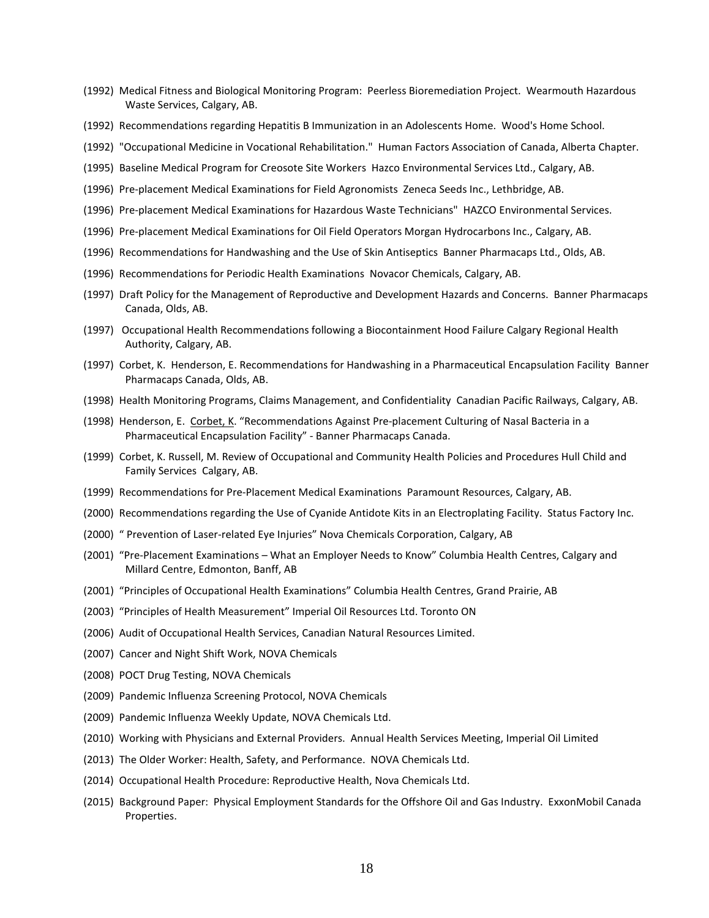(1992) Medical Fitness and Biological Monitoring Program: Peerless Bioremediation Project. Wearmouth Hazardous Waste Services, Calgary, AB.

(1992) Recommendations regarding Hepatitis B Immunization in an Adolescents Home. Wood's Home School.

(1992) "Occupational Medicine in Vocational Rehabilitation." Human Factors Association of Canada, Alberta Chapter.

(1995) Baseline Medical Program for Creosote Site Workers Hazco Environmental Services Ltd., Calgary, AB.

(1996) Pre-placement Medical Examinations for Field Agronomists Zeneca Seeds Inc., Lethbridge, AB.

(1996) Pre-placement Medical Examinations for Hazardous Waste Technicians" HAZCO Environmental Services.

(1996) Pre-placement Medical Examinations for Oil Field Operators Morgan Hydrocarbons Inc., Calgary, AB.

(1996) Recommendations for Handwashing and the Use of Skin Antiseptics Banner Pharmacaps Ltd., Olds, AB.

(1996) Recommendations for Periodic Health Examinations Novacor Chemicals, Calgary, AB.

(1997) Draft Policy for the Management of Reproductive and Development Hazards and Concerns. Banner Pharmacaps Canada, Olds, AB.

(1997) Occupational Health Recommendations following a Biocontainment Hood Failure Calgary Regional Health Authority, Calgary, AB.

(1997) Corbet, K. Henderson, E. Recommendations for Handwashing in a Pharmaceutical Encapsulation Facility Banner Pharmacaps Canada, Olds, AB.

(1998) Health Monitoring Programs, Claims Management, and Confidentiality Canadian Pacific Railways, Calgary, AB.

(1998) Henderson, E. Corbet, K. "Recommendations Against Pre-placement Culturing of Nasal Bacteria in a Pharmaceutical Encapsulation Facility" - Banner Pharmacaps Canada.

(1999) Corbet, K. Russell, M. Review of Occupational and Community Health Policies and Procedures Hull Child and Family Services Calgary, AB.

(1999) Recommendations for Pre-Placement Medical Examinations Paramount Resources, Calgary, AB.

(2000) Recommendations regarding the Use of Cyanide Antidote Kits in an Electroplating Facility. Status Factory Inc.

(2000) " Prevention of Laser-related Eye Injuries" Nova Chemicals Corporation, Calgary, AB

(2001) "Pre-Placement Examinations – What an Employer Needs to Know" Columbia Health Centres, Calgary and Millard Centre, Edmonton, Banff, AB

(2001) "Principles of Occupational Health Examinations" Columbia Health Centres, Grand Prairie, AB

(2003) "Principles of Health Measurement" Imperial Oil Resources Ltd. Toronto ON

(2006) Audit of Occupational Health Services, Canadian Natural Resources Limited.

(2007) Cancer and Night Shift Work, NOVA Chemicals

(2008) POCT Drug Testing, NOVA Chemicals

(2009) Pandemic Influenza Screening Protocol, NOVA Chemicals

(2009) Pandemic Influenza Weekly Update, NOVA Chemicals Ltd.

(2010) Working with Physicians and External Providers. Annual Health Services Meeting, Imperial Oil Limited

(2013) The Older Worker: Health, Safety, and Performance. NOVA Chemicals Ltd.

(2014) Occupational Health Procedure: Reproductive Health, Nova Chemicals Ltd.

(2015) Background Paper: Physical Employment Standards for the Offshore Oil and Gas Industry. ExxonMobil Canada Properties.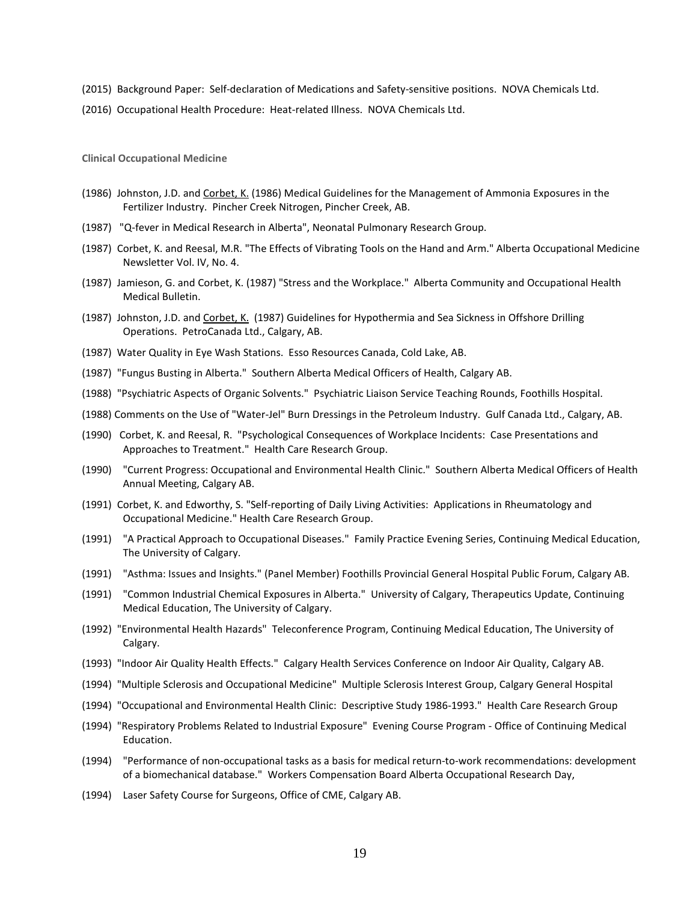(2015) Background Paper: Self-declaration of Medications and Safety-sensitive positions. NOVA Chemicals Ltd.

(2016) Occupational Health Procedure: Heat-related Illness. NOVA Chemicals Ltd.

**Clinical Occupational Medicine**

(1986) Johnston, J.D. and Corbet, K. (1986) Medical Guidelines for the Management of Ammonia Exposures in the Fertilizer Industry. Pincher Creek Nitrogen, Pincher Creek, AB.

(1987) "Q-fever in Medical Research in Alberta", Neonatal Pulmonary Research Group.

(1987) Corbet, K. and Reesal, M.R. "The Effects of Vibrating Tools on the Hand and Arm." Alberta Occupational Medicine Newsletter Vol. IV, No. 4.

(1987) Jamieson, G. and Corbet, K. (1987) "Stress and the Workplace." Alberta Community and Occupational Health Medical Bulletin.

(1987) Johnston, J.D. and Corbet, K. (1987) Guidelines for Hypothermia and Sea Sickness in Offshore Drilling Operations. PetroCanada Ltd., Calgary, AB.

(1987) Water Quality in Eye Wash Stations. Esso Resources Canada, Cold Lake, AB.

(1987) "Fungus Busting in Alberta." Southern Alberta Medical Officers of Health, Calgary AB.

(1988) "Psychiatric Aspects of Organic Solvents." Psychiatric Liaison Service Teaching Rounds, Foothills Hospital.

(1988) Comments on the Use of "Water-Jel" Burn Dressings in the Petroleum Industry. Gulf Canada Ltd., Calgary, AB.

(1990) Corbet, K. and Reesal, R. "Psychological Consequences of Workplace Incidents: Case Presentations and Approaches to Treatment." Health Care Research Group.

(1990) "Current Progress: Occupational and Environmental Health Clinic." Southern Alberta Medical Officers of Health Annual Meeting, Calgary AB.

(1991) Corbet, K. and Edworthy, S. "Self-reporting of Daily Living Activities: Applications in Rheumatology and Occupational Medicine." Health Care Research Group.

(1991) "A Practical Approach to Occupational Diseases." Family Practice Evening Series, Continuing Medical Education, The University of Calgary.

(1991) "Asthma: Issues and Insights." (Panel Member) Foothills Provincial General Hospital Public Forum, Calgary AB.

(1991) "Common Industrial Chemical Exposures in Alberta." University of Calgary, Therapeutics Update, Continuing Medical Education, The University of Calgary.

(1992) "Environmental Health Hazards" Teleconference Program, Continuing Medical Education, The University of Calgary.

(1993) "Indoor Air Quality Health Effects." Calgary Health Services Conference on Indoor Air Quality, Calgary AB.

(1994) "Multiple Sclerosis and Occupational Medicine" Multiple Sclerosis Interest Group, Calgary General Hospital

(1994) "Occupational and Environmental Health Clinic: Descriptive Study 1986-1993." Health Care Research Group

(1994) "Respiratory Problems Related to Industrial Exposure" Evening Course Program - Office of Continuing Medical Education.

(1994) "Performance of non-occupational tasks as a basis for medical return-to-work recommendations: development of a biomechanical database." Workers Compensation Board Alberta Occupational Research Day,

(1994) Laser Safety Course for Surgeons, Office of CME, Calgary AB.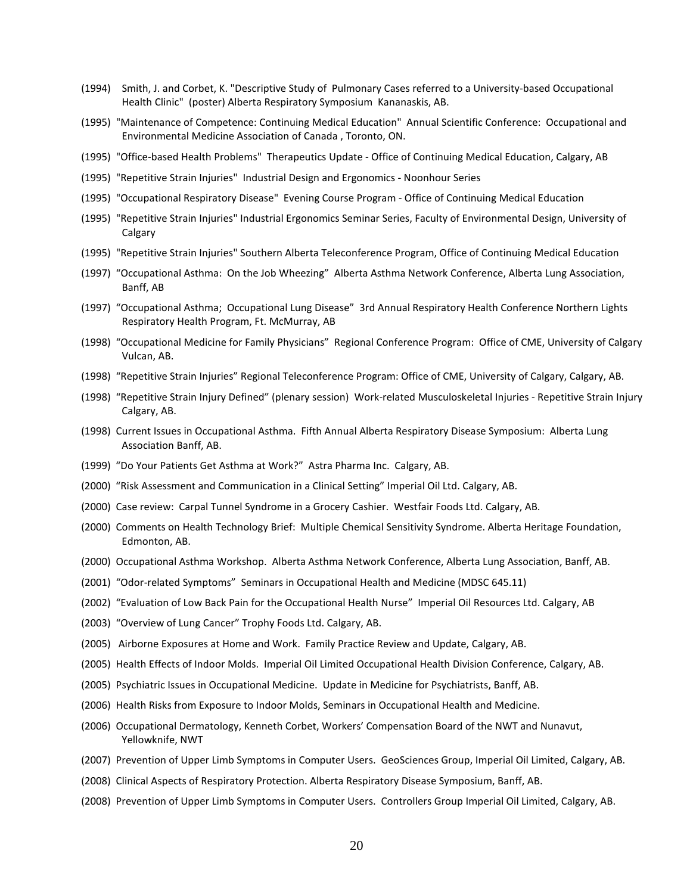(1994) Smith, J. and Corbet, K. "Descriptive Study of Pulmonary Cases referred to a University-based Occupational Health Clinic" (poster) Alberta Respiratory Symposium Kananaskis, AB.

(1995) "Maintenance of Competence: Continuing Medical Education" Annual Scientific Conference: Occupational and Environmental Medicine Association of Canada , Toronto, ON.

(1995) "Office-based Health Problems" Therapeutics Update - Office of Continuing Medical Education, Calgary, AB

(1995) "Repetitive Strain Injuries" Industrial Design and Ergonomics - Noonhour Series

(1995) "Occupational Respiratory Disease" Evening Course Program - Office of Continuing Medical Education

(1995) "Repetitive Strain Injuries" Industrial Ergonomics Seminar Series, Faculty of Environmental Design, University of Calgary

(1995) "Repetitive Strain Injuries" Southern Alberta Teleconference Program, Office of Continuing Medical Education

(1997) "Occupational Asthma: On the Job Wheezing" Alberta Asthma Network Conference, Alberta Lung Association, Banff, AB

(1997) "Occupational Asthma; Occupational Lung Disease" 3rd Annual Respiratory Health Conference Northern Lights Respiratory Health Program, Ft. McMurray, AB

(1998) "Occupational Medicine for Family Physicians" Regional Conference Program: Office of CME, University of Calgary Vulcan, AB.

(1998) "Repetitive Strain Injuries" Regional Teleconference Program: Office of CME, University of Calgary, Calgary, AB.

(1998) "Repetitive Strain Injury Defined" (plenary session) Work-related Musculoskeletal Injuries - Repetitive Strain Injury Calgary, AB.

(1998) Current Issues in Occupational Asthma. Fifth Annual Alberta Respiratory Disease Symposium: Alberta Lung Association Banff, AB.

(1999) "Do Your Patients Get Asthma at Work?" Astra Pharma Inc. Calgary, AB.

(2000) "Risk Assessment and Communication in a Clinical Setting" Imperial Oil Ltd. Calgary, AB.

(2000) Case review: Carpal Tunnel Syndrome in a Grocery Cashier. Westfair Foods Ltd. Calgary, AB.

(2000) Comments on Health Technology Brief: Multiple Chemical Sensitivity Syndrome. Alberta Heritage Foundation, Edmonton, AB.

(2000) Occupational Asthma Workshop. Alberta Asthma Network Conference, Alberta Lung Association, Banff, AB.

(2001) "Odor-related Symptoms" Seminars in Occupational Health and Medicine (MDSC 645.11)

(2002) "Evaluation of Low Back Pain for the Occupational Health Nurse" Imperial Oil Resources Ltd. Calgary, AB

(2003) "Overview of Lung Cancer" Trophy Foods Ltd. Calgary, AB.

(2005) Airborne Exposures at Home and Work. Family Practice Review and Update, Calgary, AB.

(2005) Health Effects of Indoor Molds. Imperial Oil Limited Occupational Health Division Conference, Calgary, AB.

(2005) Psychiatric Issues in Occupational Medicine. Update in Medicine for Psychiatrists, Banff, AB.

(2006) Health Risks from Exposure to Indoor Molds, Seminars in Occupational Health and Medicine.

(2006) Occupational Dermatology, Kenneth Corbet, Workers' Compensation Board of the NWT and Nunavut, Yellowknife, NWT

(2007) Prevention of Upper Limb Symptoms in Computer Users. GeoSciences Group, Imperial Oil Limited, Calgary, AB.

(2008) Clinical Aspects of Respiratory Protection. Alberta Respiratory Disease Symposium, Banff, AB.

(2008) Prevention of Upper Limb Symptoms in Computer Users. Controllers Group Imperial Oil Limited, Calgary, AB.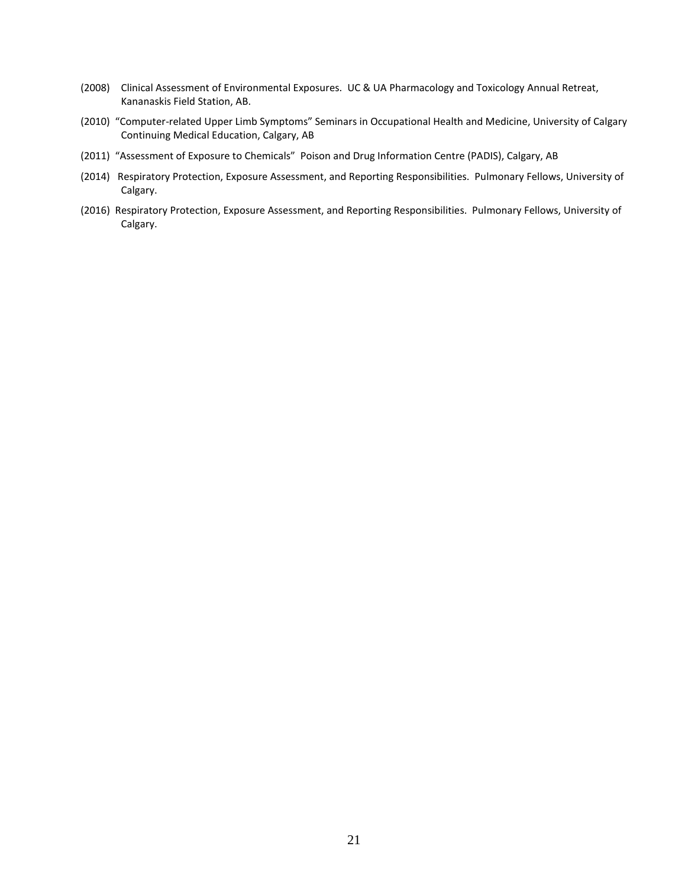(2008) Clinical Assessment of Environmental Exposures. UC & UA Pharmacology and Toxicology Annual Retreat, Kananaskis Field Station, AB.

(2010) "Computer-related Upper Limb Symptoms" Seminars in Occupational Health and Medicine, University of Calgary Continuing Medical Education, Calgary, AB

(2011) "Assessment of Exposure to Chemicals" Poison and Drug Information Centre (PADIS), Calgary, AB

(2014) Respiratory Protection, Exposure Assessment, and Reporting Responsibilities. Pulmonary Fellows, University of Calgary.

(2016) Respiratory Protection, Exposure Assessment, and Reporting Responsibilities. Pulmonary Fellows, University of Calgary.